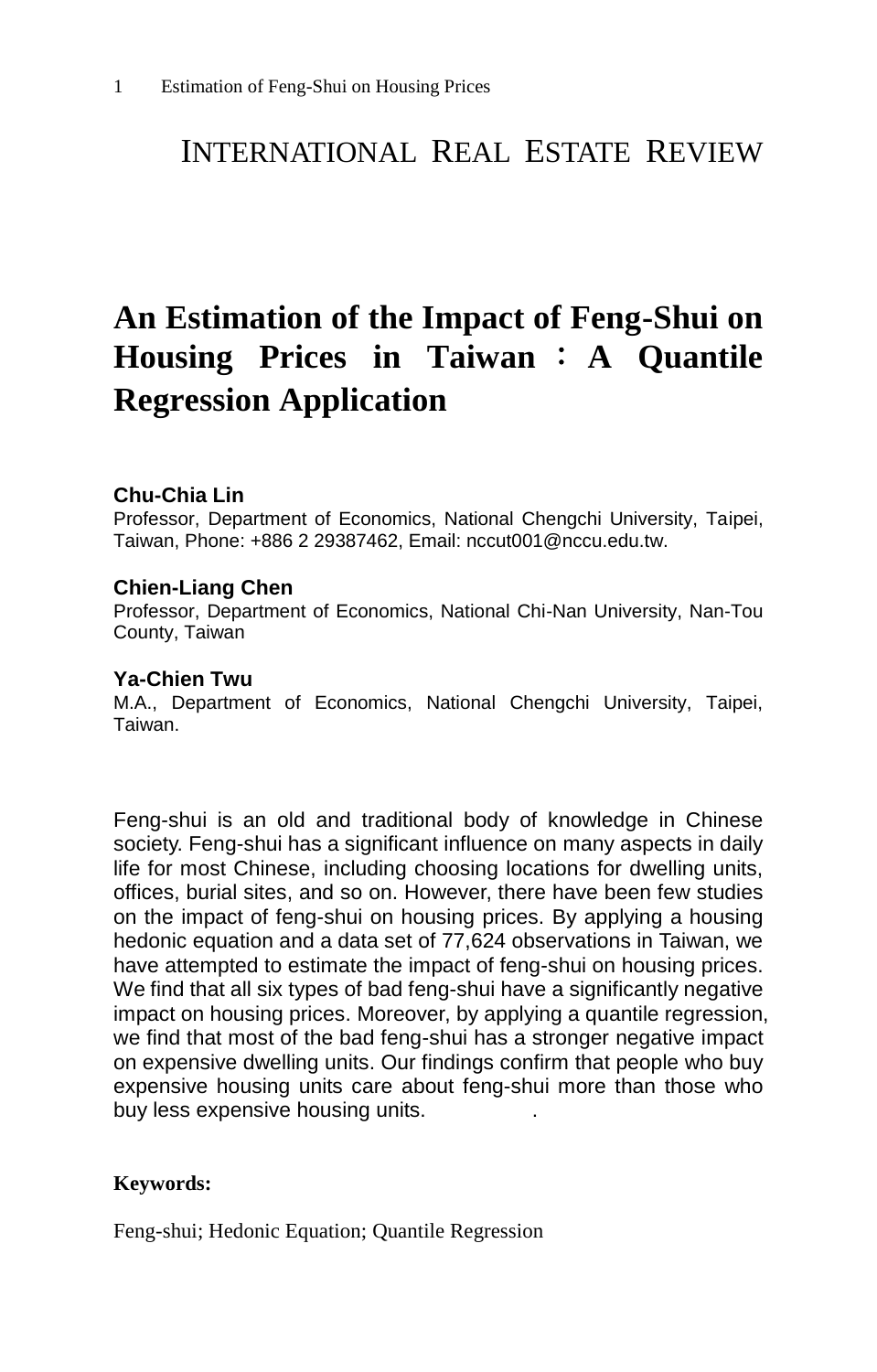INTERNATIONAL REAL ESTATE REVIEW

# An Estimation of the Impact of Feng-Shui on Housing Prices in Taiwan：A Quantile Regression Application

**Chu-Chia Lin**
Professor, Department of Economics, National Chengchi University, Taipei, Taiwan, Phone: +886 2 29387462, Email: nccut001@nccu.edu.tw.

**Chien-Liang Chen**
Professor, Department of Economics, National Chi-Nan University, Nan-Tou County, Taiwan

**Ya-Chien Twu**
M.A., Department of Economics, National Chengchi University, Taipei, Taiwan.

Feng-shui is an old and traditional body of knowledge in Chinese society. Feng-shui has a significant influence on many aspects in daily life for most Chinese, including choosing locations for dwelling units, offices, burial sites, and so on. However, there have been few studies on the impact of feng-shui on housing prices. By applying a housing hedonic equation and a data set of 77,624 observations in Taiwan, we have attempted to estimate the impact of feng-shui on housing prices. We find that all six types of bad feng-shui have a significantly negative impact on housing prices. Moreover, by applying a quantile regression, we find that most of the bad feng-shui has a stronger negative impact on expensive dwelling units. Our findings confirm that people who buy expensive housing units care about feng-shui more than those who buy less expensive housing units.

**Keywords:**

Feng-shui; Hedonic Equation; Quantile Regression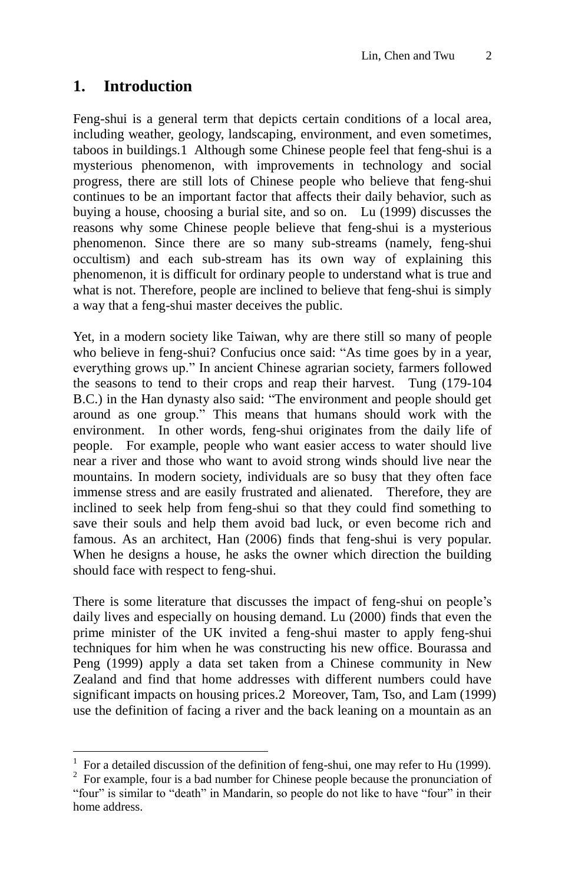## 1. Introduction

Feng-shui is a general term that depicts certain conditions of a local area, including weather, geology, landscaping, environment, and even sometimes, taboos in buildings.[1] Although some Chinese people feel that feng-shui is a mysterious phenomenon, with improvements in technology and social progress, there are still lots of Chinese people who believe that feng-shui continues to be an important factor that affects their daily behavior, such as buying a house, choosing a burial site, and so on. Lu (1999) discusses the reasons why some Chinese people believe that feng-shui is a mysterious phenomenon. Since there are so many sub-streams (namely, feng-shui occultism) and each sub-stream has its own way of explaining this phenomenon, it is difficult for ordinary people to understand what is true and what is not. Therefore, people are inclined to believe that feng-shui is simply a way that a feng-shui master deceives the public.

Yet, in a modern society like Taiwan, why are there still so many of people who believe in feng-shui? Confucius once said: "As time goes by in a year, everything grows up." In ancient Chinese agrarian society, farmers followed the seasons to tend to their crops and reap their harvest. Tung (179-104 B.C.) in the Han dynasty also said: "The environment and people should get around as one group." This means that humans should work with the environment. In other words, feng-shui originates from the daily life of people. For example, people who want easier access to water should live near a river and those who want to avoid strong winds should live near the mountains. In modern society, individuals are so busy that they often face immense stress and are easily frustrated and alienated. Therefore, they are inclined to seek help from feng-shui so that they could find something to save their souls and help them avoid bad luck, or even become rich and famous. As an architect, Han (2006) finds that feng-shui is very popular. When he designs a house, he asks the owner which direction the building should face with respect to feng-shui.

There is some literature that discusses the impact of feng-shui on people's daily lives and especially on housing demand. Lu (2000) finds that even the prime minister of the UK invited a feng-shui master to apply feng-shui techniques for him when he was constructing his new office. Bourassa and Peng (1999) apply a data set taken from a Chinese community in New Zealand and find that home addresses with different numbers could have significant impacts on housing prices.[2] Moreover, Tam, Tso, and Lam (1999) use the definition of facing a river and the back leaning on a mountain as an

---

[1] For a detailed discussion of the definition of feng-shui, one may refer to Hu (1999).

[2] For example, four is a bad number for Chinese people because the pronunciation of "four" is similar to "death" in Mandarin, so people do not like to have "four" in their home address.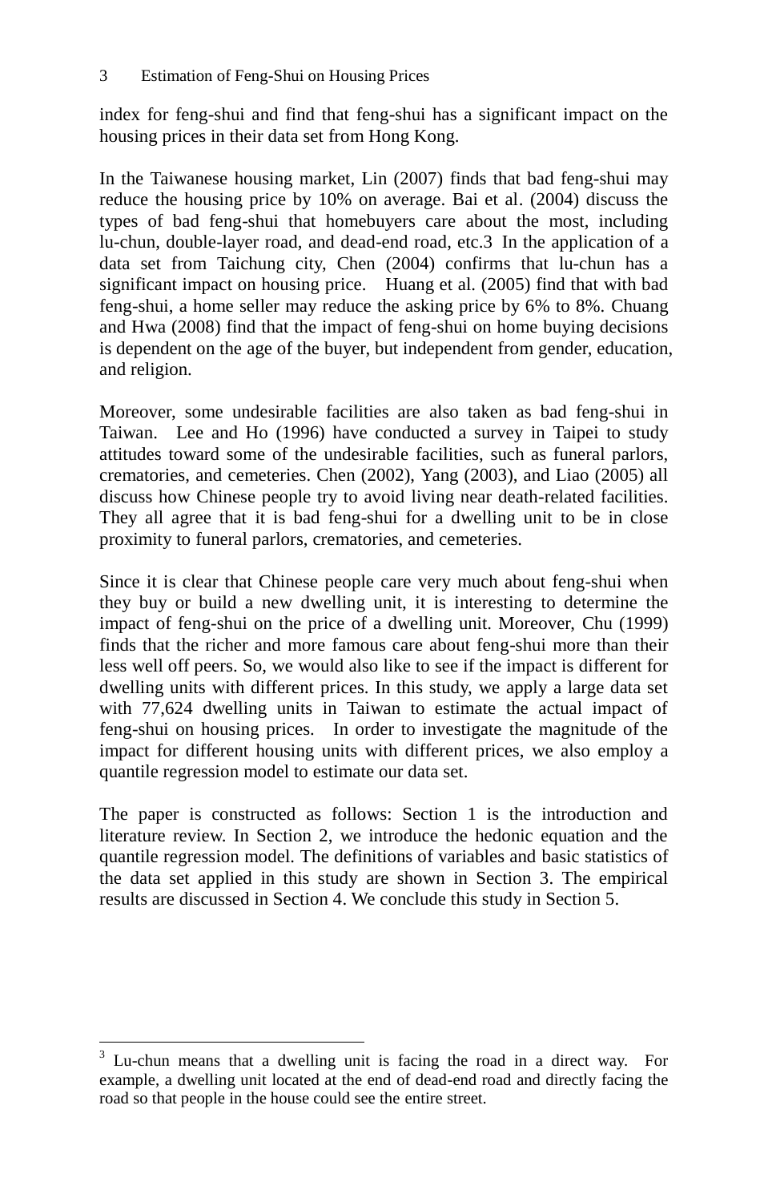index for feng-shui and find that feng-shui has a significant impact on the housing prices in their data set from Hong Kong.

In the Taiwanese housing market, Lin (2007) finds that bad feng-shui may reduce the housing price by 10% on average. Bai et al. (2004) discuss the types of bad feng-shui that homebuyers care about the most, including lu-chun, double-layer road, and dead-end road, etc.[3] In the application of a data set from Taichung city, Chen (2004) confirms that lu-chun has a significant impact on housing price. Huang et al. (2005) find that with bad feng-shui, a home seller may reduce the asking price by 6% to 8%. Chuang and Hwa (2008) find that the impact of feng-shui on home buying decisions is dependent on the age of the buyer, but independent from gender, education, and religion.

Moreover, some undesirable facilities are also taken as bad feng-shui in Taiwan. Lee and Ho (1996) have conducted a survey in Taipei to study attitudes toward some of the undesirable facilities, such as funeral parlors, crematories, and cemeteries. Chen (2002), Yang (2003), and Liao (2005) all discuss how Chinese people try to avoid living near death-related facilities. They all agree that it is bad feng-shui for a dwelling unit to be in close proximity to funeral parlors, crematories, and cemeteries.

Since it is clear that Chinese people care very much about feng-shui when they buy or build a new dwelling unit, it is interesting to determine the impact of feng-shui on the price of a dwelling unit. Moreover, Chu (1999) finds that the richer and more famous care about feng-shui more than their less well off peers. So, we would also like to see if the impact is different for dwelling units with different prices. In this study, we apply a large data set with 77,624 dwelling units in Taiwan to estimate the actual impact of feng-shui on housing prices. In order to investigate the magnitude of the impact for different housing units with different prices, we also employ a quantile regression model to estimate our data set.

The paper is constructed as follows: Section 1 is the introduction and literature review. In Section 2, we introduce the hedonic equation and the quantile regression model. The definitions of variables and basic statistics of the data set applied in this study are shown in Section 3. The empirical results are discussed in Section 4. We conclude this study in Section 5.

---

[3] Lu-chun means that a dwelling unit is facing the road in a direct way. For example, a dwelling unit located at the end of dead-end road and directly facing the road so that people in the house could see the entire street.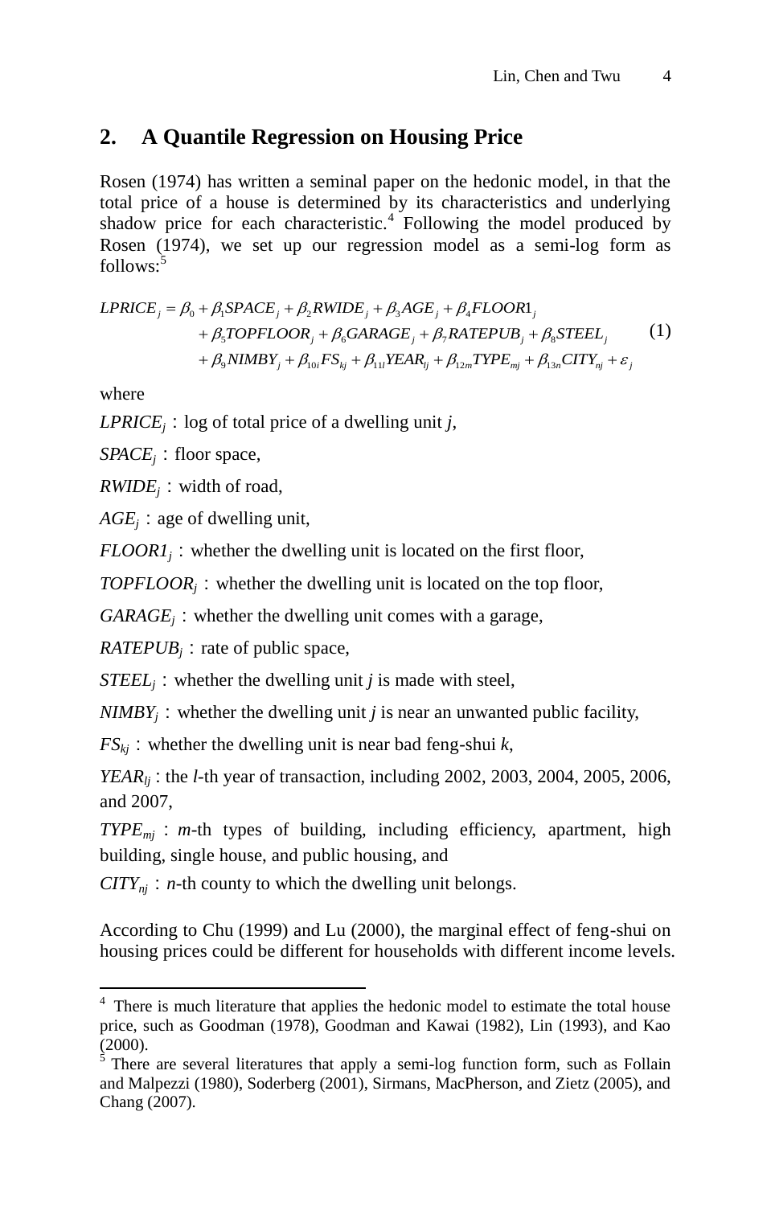## 2. A Quantile Regression on Housing Price

Rosen (1974) has written a seminal paper on the hedonic model, in that the total price of a house is determined by its characteristics and underlying shadow price for each characteristic.[4] Following the model produced by Rosen (1974), we set up our regression model as a semi-log form as follows:[5]

$$
\begin{aligned}
LPRICE_j = \beta_0 &+ \beta_1 SPACE_j + \beta_2 RWIDE_j + \beta_3 AGE_j + \beta_4 FLOOR1_j \\
&+ \beta_5 TOPFLOOR_j + \beta_6 GARAGE_j + \beta_7 RATEPUB_j + \beta_8 STEEL_j \\
&+ \beta_9 NIMBY_j + \beta_{10i} FS_{kj} + \beta_{11l} YEAR_{lj} + \beta_{12m} TYPE_{mj} + \beta_{13n} CITY_{nj} + \varepsilon_j
\end{aligned} \tag{1}
$$

where

$LPRICE_j$ : log of total price of a dwelling unit $j$,

$SPACE_j$ : floor space,

$RWIDE_j$ : width of road,

$AGE_j$ : age of dwelling unit,

$FLOOR1_j$ : whether the dwelling unit is located on the first floor,

$TOPFLOOR_j$ : whether the dwelling unit is located on the top floor,

$GARAGE_j$ : whether the dwelling unit comes with a garage,

$RATEPUB_j$ : rate of public space,

$STEEL_j$ : whether the dwelling unit $j$ is made with steel,

$NIMBY_j$ : whether the dwelling unit $j$ is near an unwanted public facility,

$FS_{kj}$ : whether the dwelling unit is near bad feng-shui $k$,

$YEAR_{lj}$ : the $l$-th year of transaction, including 2002, 2003, 2004, 2005, 2006, and 2007,

$TYPE_{mj}$ : $m$-th types of building, including efficiency, apartment, high building, single house, and public housing, and

$CITY_{nj}$ : $n$-th county to which the dwelling unit belongs.

According to Chu (1999) and Lu (2000), the marginal effect of feng-shui on housing prices could be different for households with different income levels.

---

[4] There is much literature that applies the hedonic model to estimate the total house price, such as Goodman (1978), Goodman and Kawai (1982), Lin (1993), and Kao (2000).

[5] There are several literatures that apply a semi-log function form, such as Follain and Malpezzi (1980), Soderberg (2001), Sirmans, MacPherson, and Zietz (2005), and Chang (2007).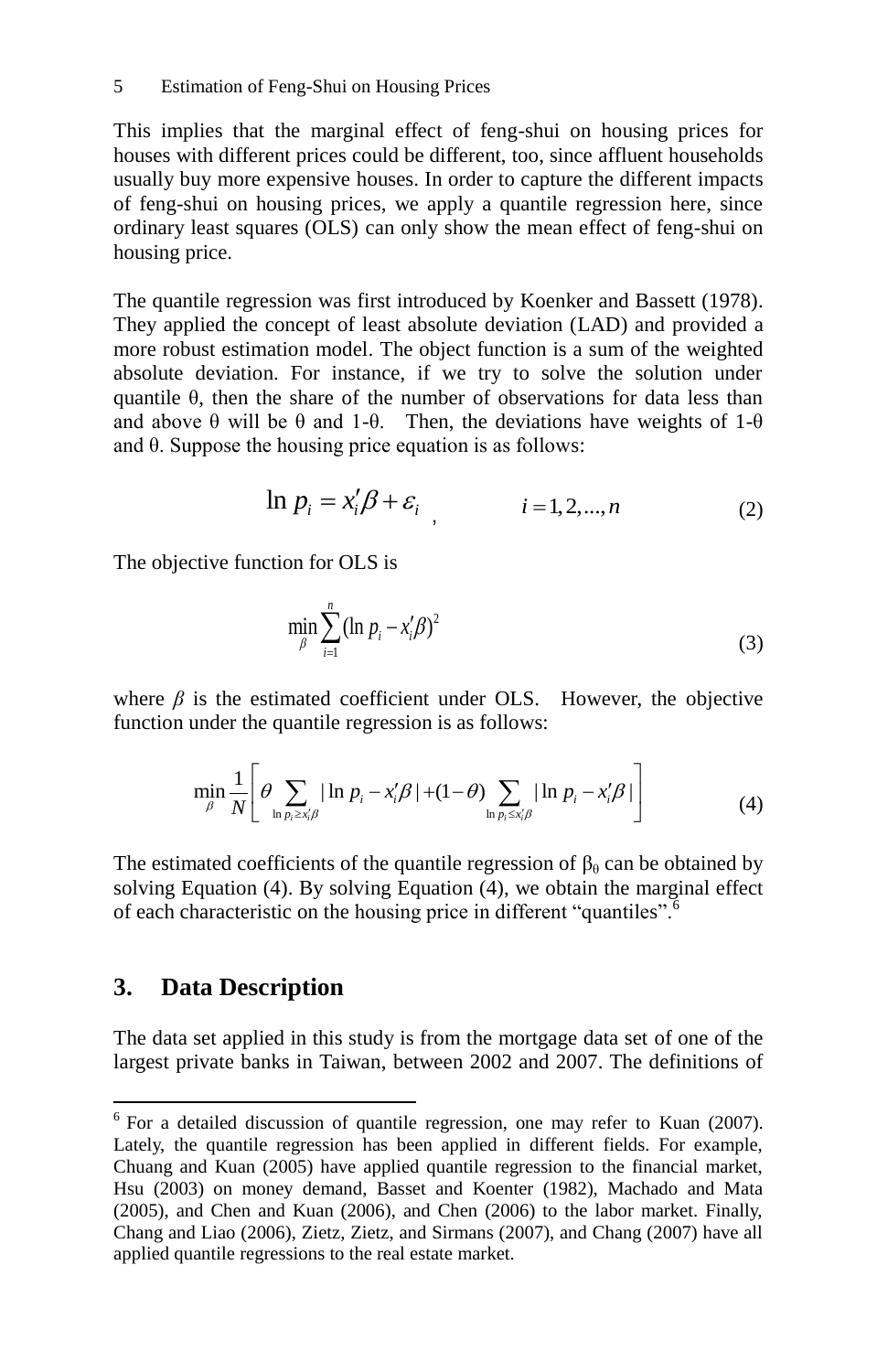This implies that the marginal effect of feng-shui on housing prices for houses with different prices could be different, too, since affluent households usually buy more expensive houses. In order to capture the different impacts of feng-shui on housing prices, we apply a quantile regression here, since ordinary least squares (OLS) can only show the mean effect of feng-shui on housing price.

The quantile regression was first introduced by Koenker and Bassett (1978). They applied the concept of least absolute deviation (LAD) and provided a more robust estimation model. The object function is a sum of the weighted absolute deviation. For instance, if we try to solve the solution under quantile θ, then the share of the number of observations for data less than and above θ will be θ and 1-θ. Then, the deviations have weights of 1-θ and θ. Suppose the housing price equation is as follows:

$$\ln p_i = x_i'\beta + \varepsilon_i \,, \qquad i = 1, 2, ..., n \tag{2}$$

The objective function for OLS is

$$\min_{\beta} \sum_{i=1}^{n} (\ln p_i - x_i'\beta)^2 \tag{3}$$

where $\beta$ is the estimated coefficient under OLS. However, the objective function under the quantile regression is as follows:

$$\min_{\beta} \frac{1}{N} \left[ \theta \sum_{\ln p_i \geq x_i'\beta} |\ln p_i - x_i'\beta| + (1-\theta) \sum_{\ln p_i \leq x_i'\beta} |\ln p_i - x_i'\beta| \right] \tag{4}$$

The estimated coefficients of the quantile regression of $\beta_\theta$ can be obtained by solving Equation (4). By solving Equation (4), we obtain the marginal effect of each characteristic on the housing price in different "quantiles".[6]

## 3. Data Description

The data set applied in this study is from the mortgage data set of one of the largest private banks in Taiwan, between 2002 and 2007. The definitions of

---

[6] For a detailed discussion of quantile regression, one may refer to Kuan (2007). Lately, the quantile regression has been applied in different fields. For example, Chuang and Kuan (2005) have applied quantile regression to the financial market, Hsu (2003) on money demand, Basset and Koenter (1982), Machado and Mata (2005), and Chen and Kuan (2006), and Chen (2006) to the labor market. Finally, Chang and Liao (2006), Zietz, Zietz, and Sirmans (2007), and Chang (2007) have all applied quantile regressions to the real estate market.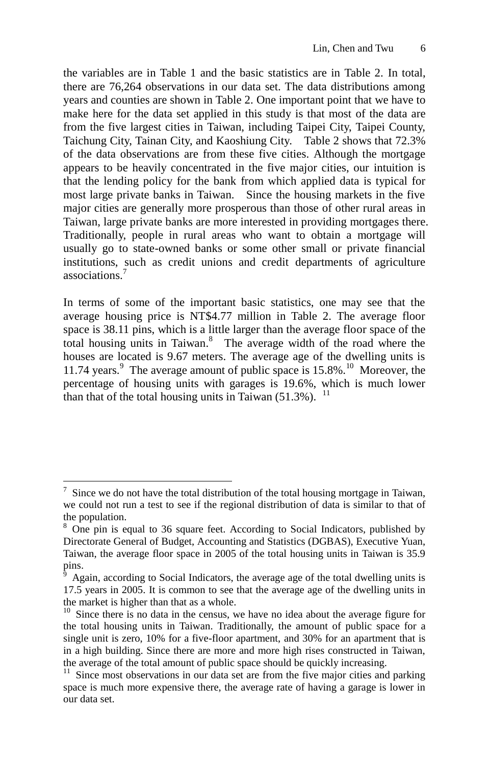the variables are in Table 1 and the basic statistics are in Table 2. In total, there are 76,264 observations in our data set. The data distributions among years and counties are shown in Table 2. One important point that we have to make here for the data set applied in this study is that most of the data are from the five largest cities in Taiwan, including Taipei City, Taipei County, Taichung City, Tainan City, and Kaoshiung City. Table 2 shows that 72.3% of the data observations are from these five cities. Although the mortgage appears to be heavily concentrated in the five major cities, our intuition is that the lending policy for the bank from which applied data is typical for most large private banks in Taiwan. Since the housing markets in the five major cities are generally more prosperous than those of other rural areas in Taiwan, large private banks are more interested in providing mortgages there. Traditionally, people in rural areas who want to obtain a mortgage will usually go to state-owned banks or some other small or private financial institutions, such as credit unions and credit departments of agriculture associations.[7]

In terms of some of the important basic statistics, one may see that the average housing price is NT$4.77 million in Table 2. The average floor space is 38.11 pins, which is a little larger than the average floor space of the total housing units in Taiwan.[8] The average width of the road where the houses are located is 9.67 meters. The average age of the dwelling units is 11.74 years.[9] The average amount of public space is 15.8%.[10] Moreover, the percentage of housing units with garages is 19.6%, which is much lower than that of the total housing units in Taiwan (51.3%).[11]

---

[7] Since we do not have the total distribution of the total housing mortgage in Taiwan, we could not run a test to see if the regional distribution of data is similar to that of the population.

[8] One pin is equal to 36 square feet. According to Social Indicators, published by Directorate General of Budget, Accounting and Statistics (DGBAS), Executive Yuan, Taiwan, the average floor space in 2005 of the total housing units in Taiwan is 35.9 pins.

[9] Again, according to Social Indicators, the average age of the total dwelling units is 17.5 years in 2005. It is common to see that the average age of the dwelling units in the market is higher than that as a whole.

[10] Since there is no data in the census, we have no idea about the average figure for the total housing units in Taiwan. Traditionally, the amount of public space for a single unit is zero, 10% for a five-floor apartment, and 30% for an apartment that is in a high building. Since there are more and more high rises constructed in Taiwan, the average of the total amount of public space should be quickly increasing.

[11] Since most observations in our data set are from the five major cities and parking space is much more expensive there, the average rate of having a garage is lower in our data set.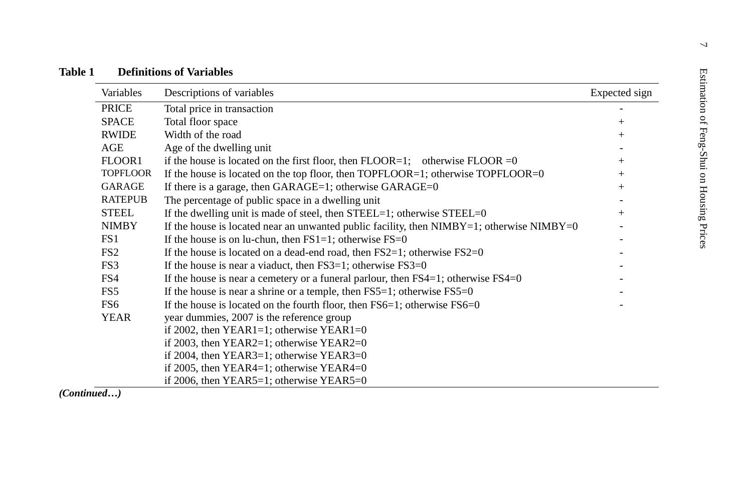**Table 1 Definitions of Variables**

| Variables | Descriptions of variables | Expected sign |
|---|---|---|
| PRICE | Total price in transaction | - |
| SPACE | Total floor space | + |
| RWIDE | Width of the road | + |
| AGE | Age of the dwelling unit | - |
| FLOOR1 | if the house is located on the first floor, then FLOOR=1; otherwise FLOOR =0 | + |
| TOPFLOOR | If the house is located on the top floor, then TOPFLOOR=1; otherwise TOPFLOOR=0 | + |
| GARAGE | If there is a garage, then GARAGE=1; otherwise GARAGE=0 | + |
| RATEPUB | The percentage of public space in a dwelling unit | - |
| STEEL | If the dwelling unit is made of steel, then STEEL=1; otherwise STEEL=0 | + |
| NIMBY | If the house is located near an unwanted public facility, then NIMBY=1; otherwise NIMBY=0 | - |
| FS1 | If the house is on lu-chun, then FS1=1; otherwise FS=0 | - |
| FS2 | If the house is located on a dead-end road, then FS2=1; otherwise FS2=0 | - |
| FS3 | If the house is near a viaduct, then FS3=1; otherwise FS3=0 | - |
| FS4 | If the house is near a cemetery or a funeral parlour, then FS4=1; otherwise FS4=0 | - |
| FS5 | If the house is near a shrine or a temple, then FS5=1; otherwise FS5=0 | - |
| FS6 | If the house is located on the fourth floor, then FS6=1; otherwise FS6=0 | - |
| YEAR | year dummies, 2007 is the reference group | |
| | if 2002, then YEAR1=1; otherwise YEAR1=0 | |
| | if 2003, then YEAR2=1; otherwise YEAR2=0 | |
| | if 2004, then YEAR3=1; otherwise YEAR3=0 | |
| | if 2005, then YEAR4=1; otherwise YEAR4=0 | |
| | if 2006, then YEAR5=1; otherwise YEAR5=0 | |

***(Continued…)***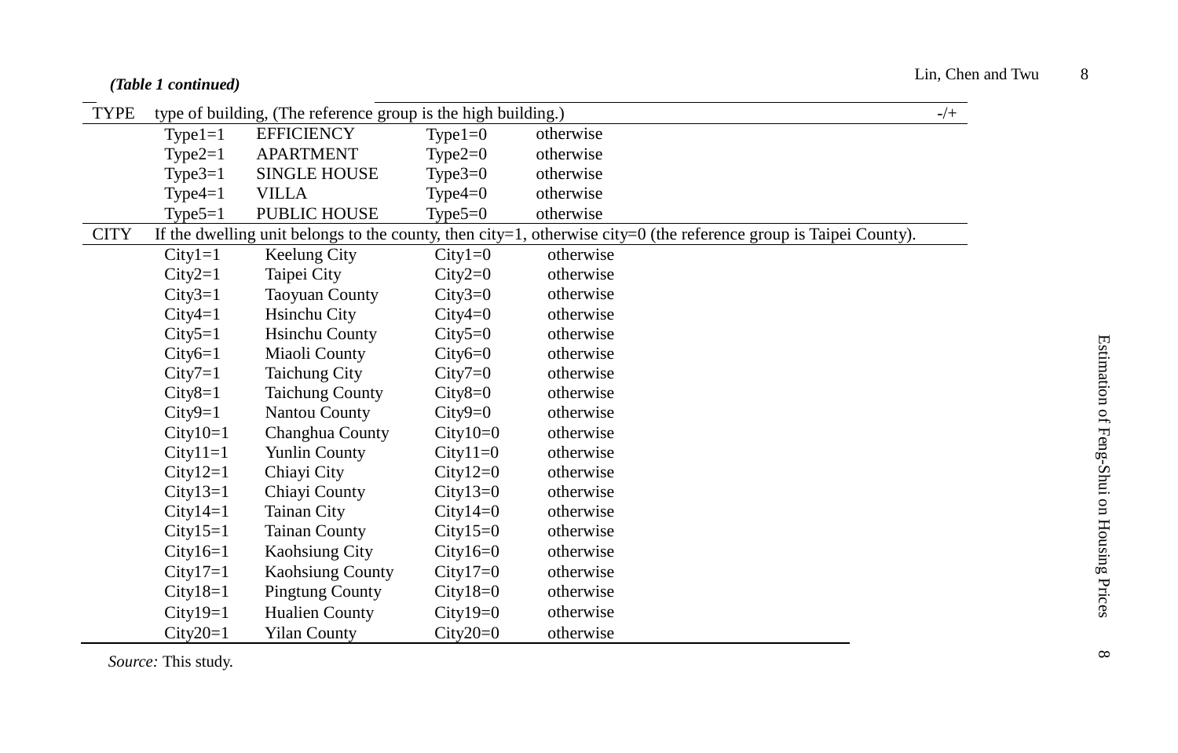*(Table 1 continued)*

| | | | | | |
|---|---|---|---|---|---|
| TYPE | type of building, (The reference group is the high building.) | | | | -/+ |
| | Type1=1 | EFFICIENCY | Type1=0 | otherwise | |
| | Type2=1 | APARTMENT | Type2=0 | otherwise | |
| | Type3=1 | SINGLE HOUSE | Type3=0 | otherwise | |
| | Type4=1 | VILLA | Type4=0 | otherwise | |
| | Type5=1 | PUBLIC HOUSE | Type5=0 | otherwise | |
| CITY | If the dwelling unit belongs to the county, then city=1, otherwise city=0 (the reference group is Taipei County). | | | | |
| | City1=1 | Keelung City | City1=0 | otherwise | |
| | City2=1 | Taipei City | City2=0 | otherwise | |
| | City3=1 | Taoyuan County | City3=0 | otherwise | |
| | City4=1 | Hsinchu City | City4=0 | otherwise | |
| | City5=1 | Hsinchu County | City5=0 | otherwise | |
| | City6=1 | Miaoli County | City6=0 | otherwise | |
| | City7=1 | Taichung City | City7=0 | otherwise | |
| | City8=1 | Taichung County | City8=0 | otherwise | |
| | City9=1 | Nantou County | City9=0 | otherwise | |
| | City10=1 | Changhua County | City10=0 | otherwise | |
| | City11=1 | Yunlin County | City11=0 | otherwise | |
| | City12=1 | Chiayi City | City12=0 | otherwise | |
| | City13=1 | Chiayi County | City13=0 | otherwise | |
| | City14=1 | Tainan City | City14=0 | otherwise | |
| | City15=1 | Tainan County | City15=0 | otherwise | |
| | City16=1 | Kaohsiung City | City16=0 | otherwise | |
| | City17=1 | Kaohsiung County | City17=0 | otherwise | |
| | City18=1 | Pingtung County | City18=0 | otherwise | |
| | City19=1 | Hualien County | City19=0 | otherwise | |
| | City20=1 | Yilan County | City20=0 | otherwise | |

*Source:* This study.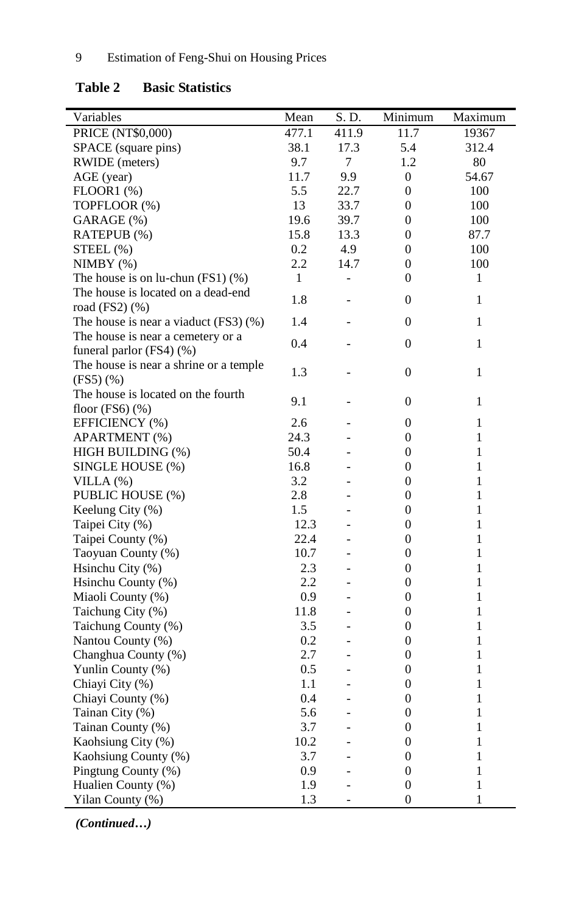**Table 2 Basic Statistics**

| Variables | Mean | S. D. | Minimum | Maximum |
|---|---|---|---|---|
| PRICE (NT$0,000) | 477.1 | 411.9 | 11.7 | 19367 |
| SPACE (square pins) | 38.1 | 17.3 | 5.4 | 312.4 |
| RWIDE (meters) | 9.7 | 7 | 1.2 | 80 |
| AGE (year) | 11.7 | 9.9 | 0 | 54.67 |
| FLOOR1 (%) | 5.5 | 22.7 | 0 | 100 |
| TOPFLOOR (%) | 13 | 33.7 | 0 | 100 |
| GARAGE (%) | 19.6 | 39.7 | 0 | 100 |
| RATEPUB (%) | 15.8 | 13.3 | 0 | 87.7 |
| STEEL (%) | 0.2 | 4.9 | 0 | 100 |
| NIMBY (%) | 2.2 | 14.7 | 0 | 100 |
| The house is on lu-chun (FS1) (%) | 1 | - | 0 | 1 |
| The house is located on a dead-end road (FS2) (%) | 1.8 | - | 0 | 1 |
| The house is near a viaduct (FS3) (%) | 1.4 | - | 0 | 1 |
| The house is near a cemetery or a funeral parlor (FS4) (%) | 0.4 | - | 0 | 1 |
| The house is near a shrine or a temple (FS5) (%) | 1.3 | - | 0 | 1 |
| The house is located on the fourth floor (FS6) (%) | 9.1 | - | 0 | 1 |
| EFFICIENCY (%) | 2.6 | - | 0 | 1 |
| APARTMENT (%) | 24.3 | - | 0 | 1 |
| HIGH BUILDING (%) | 50.4 | - | 0 | 1 |
| SINGLE HOUSE (%) | 16.8 | - | 0 | 1 |
| VILLA (%) | 3.2 | - | 0 | 1 |
| PUBLIC HOUSE (%) | 2.8 | - | 0 | 1 |
| Keelung City (%) | 1.5 | - | 0 | 1 |
| Taipei City (%) | 12.3 | - | 0 | 1 |
| Taipei County (%) | 22.4 | - | 0 | 1 |
| Taoyuan County (%) | 10.7 | - | 0 | 1 |
| Hsinchu City (%) | 2.3 | - | 0 | 1 |
| Hsinchu County (%) | 2.2 | - | 0 | 1 |
| Miaoli County (%) | 0.9 | - | 0 | 1 |
| Taichung City (%) | 11.8 | - | 0 | 1 |
| Taichung County (%) | 3.5 | - | 0 | 1 |
| Nantou County (%) | 0.2 | - | 0 | 1 |
| Changhua County (%) | 2.7 | - | 0 | 1 |
| Yunlin County (%) | 0.5 | - | 0 | 1 |
| Chiayi City (%) | 1.1 | - | 0 | 1 |
| Chiayi County (%) | 0.4 | - | 0 | 1 |
| Tainan City (%) | 5.6 | - | 0 | 1 |
| Tainan County (%) | 3.7 | - | 0 | 1 |
| Kaohsiung City (%) | 10.2 | - | 0 | 1 |
| Kaohsiung County (%) | 3.7 | - | 0 | 1 |
| Pingtung County (%) | 0.9 | - | 0 | 1 |
| Hualien County (%) | 1.9 | - | 0 | 1 |
| Yilan County (%) | 1.3 | - | 0 | 1 |

***(Continued…)***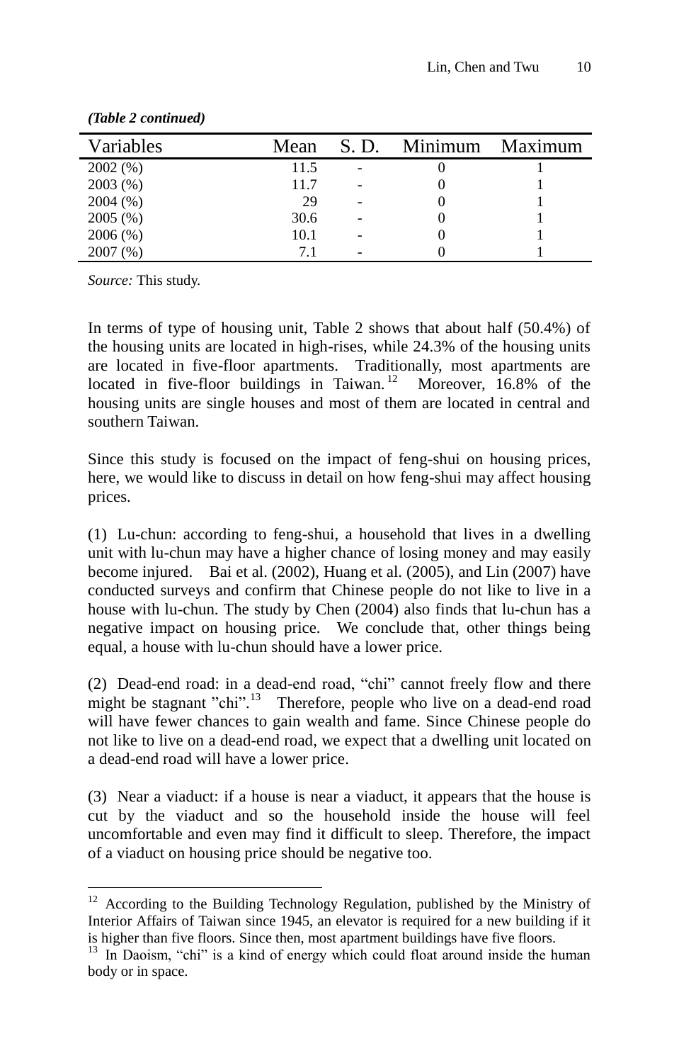*(Table 2 continued)*

| Variables | Mean | S. D. | Minimum | Maximum |
|---|---|---|---|---|
| 2002 (%) | 11.5 | - | 0 | 1 |
| 2003 (%) | 11.7 | - | 0 | 1 |
| 2004 (%) | 29 | - | 0 | 1 |
| 2005 (%) | 30.6 | - | 0 | 1 |
| 2006 (%) | 10.1 | - | 0 | 1 |
| 2007 (%) | 7.1 | - | 0 | 1 |

*Source:* This study.

In terms of type of housing unit, Table 2 shows that about half (50.4%) of the housing units are located in high-rises, while 24.3% of the housing units are located in five-floor apartments. Traditionally, most apartments are located in five-floor buildings in Taiwan.[12] Moreover, 16.8% of the housing units are single houses and most of them are located in central and southern Taiwan.

Since this study is focused on the impact of feng-shui on housing prices, here, we would like to discuss in detail on how feng-shui may affect housing prices.

(1) Lu-chun: according to feng-shui, a household that lives in a dwelling unit with lu-chun may have a higher chance of losing money and may easily become injured. Bai et al. (2002), Huang et al. (2005), and Lin (2007) have conducted surveys and confirm that Chinese people do not like to live in a house with lu-chun. The study by Chen (2004) also finds that lu-chun has a negative impact on housing price. We conclude that, other things being equal, a house with lu-chun should have a lower price.

(2) Dead-end road: in a dead-end road, "chi" cannot freely flow and there might be stagnant "chi".[13] Therefore, people who live on a dead-end road will have fewer chances to gain wealth and fame. Since Chinese people do not like to live on a dead-end road, we expect that a dwelling unit located on a dead-end road will have a lower price.

(3) Near a viaduct: if a house is near a viaduct, it appears that the house is cut by the viaduct and so the household inside the house will feel uncomfortable and even may find it difficult to sleep. Therefore, the impact of a viaduct on housing price should be negative too.

---

[12] According to the Building Technology Regulation, published by the Ministry of Interior Affairs of Taiwan since 1945, an elevator is required for a new building if it is higher than five floors. Since then, most apartment buildings have five floors.

[13] In Daoism, "chi" is a kind of energy which could float around inside the human body or in space.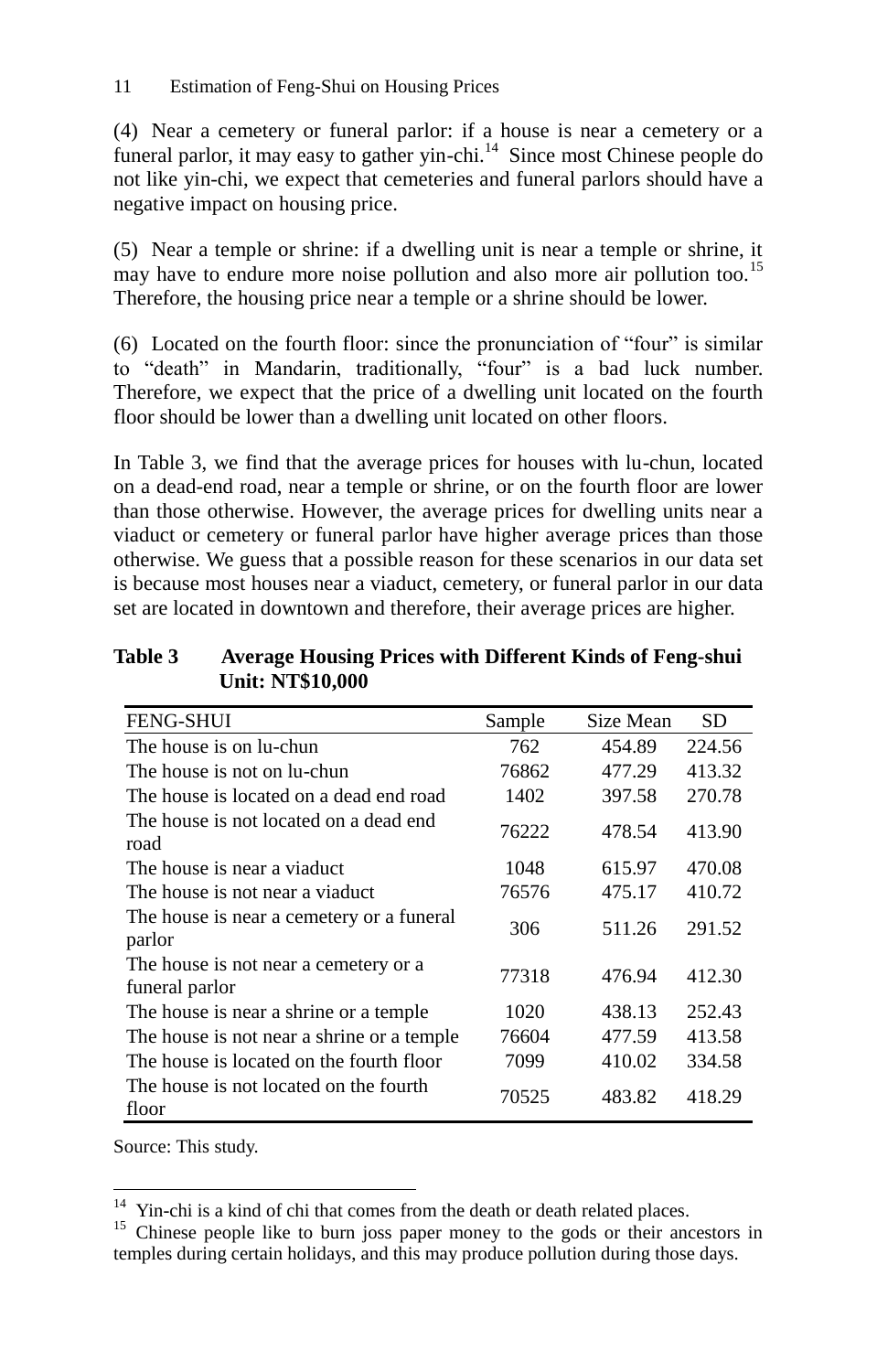(4) Near a cemetery or funeral parlor: if a house is near a cemetery or a funeral parlor, it may easy to gather yin-chi.[14] Since most Chinese people do not like yin-chi, we expect that cemeteries and funeral parlors should have a negative impact on housing price.

(5) Near a temple or shrine: if a dwelling unit is near a temple or shrine, it may have to endure more noise pollution and also more air pollution too.[15] Therefore, the housing price near a temple or a shrine should be lower.

(6) Located on the fourth floor: since the pronunciation of "four" is similar to "death" in Mandarin, traditionally, "four" is a bad luck number. Therefore, we expect that the price of a dwelling unit located on the fourth floor should be lower than a dwelling unit located on other floors.

In Table 3, we find that the average prices for houses with lu-chun, located on a dead-end road, near a temple or shrine, or on the fourth floor are lower than those otherwise. However, the average prices for dwelling units near a viaduct or cemetery or funeral parlor have higher average prices than those otherwise. We guess that a possible reason for these scenarios in our data set is because most houses near a viaduct, cemetery, or funeral parlor in our data set are located in downtown and therefore, their average prices are higher.

**Table 3 Average Housing Prices with Different Kinds of Feng-shui**
**Unit: NT$10,000**

| FENG-SHUI | Sample | Size Mean | SD |
|---|---|---|---|
| The house is on lu-chun | 762 | 454.89 | 224.56 |
| The house is not on lu-chun | 76862 | 477.29 | 413.32 |
| The house is located on a dead end road | 1402 | 397.58 | 270.78 |
| The house is not located on a dead end road | 76222 | 478.54 | 413.90 |
| The house is near a viaduct | 1048 | 615.97 | 470.08 |
| The house is not near a viaduct | 76576 | 475.17 | 410.72 |
| The house is near a cemetery or a funeral parlor | 306 | 511.26 | 291.52 |
| The house is not near a cemetery or a funeral parlor | 77318 | 476.94 | 412.30 |
| The house is near a shrine or a temple | 1020 | 438.13 | 252.43 |
| The house is not near a shrine or a temple | 76604 | 477.59 | 413.58 |
| The house is located on the fourth floor | 7099 | 410.02 | 334.58 |
| The house is not located on the fourth floor | 70525 | 483.82 | 418.29 |

Source: This study.

[14] Yin-chi is a kind of chi that comes from the death or death related places.

[15] Chinese people like to burn joss paper money to the gods or their ancestors in temples during certain holidays, and this may produce pollution during those days.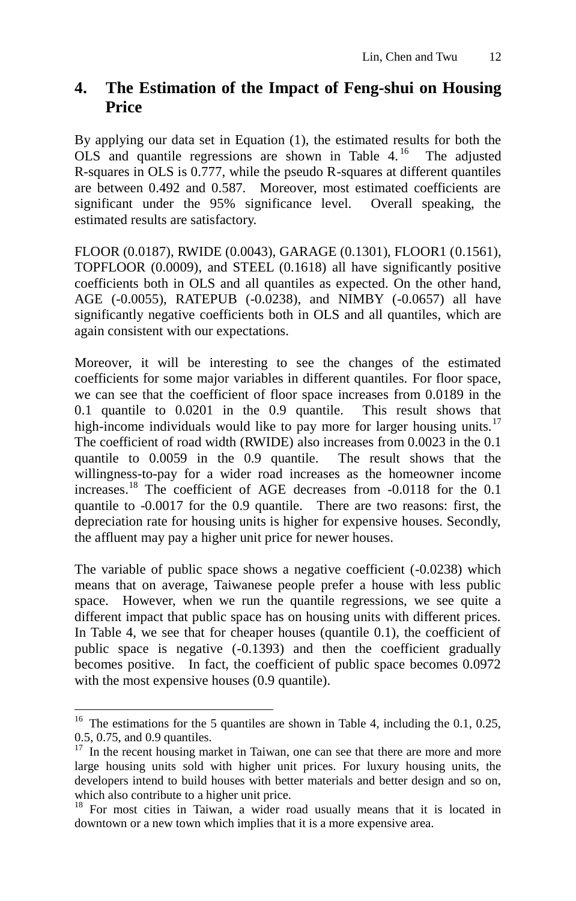## 4. The Estimation of the Impact of Feng-shui on Housing Price

By applying our data set in Equation (1), the estimated results for both the OLS and quantile regressions are shown in Table 4.[16] The adjusted R-squares in OLS is 0.777, while the pseudo R-squares at different quantiles are between 0.492 and 0.587. Moreover, most estimated coefficients are significant under the 95% significance level. Overall speaking, the estimated results are satisfactory.

FLOOR (0.0187), RWIDE (0.0043), GARAGE (0.1301), FLOOR1 (0.1561), TOPFLOOR (0.0009), and STEEL (0.1618) all have significantly positive coefficients both in OLS and all quantiles as expected. On the other hand, AGE (-0.0055), RATEPUB (-0.0238), and NIMBY (-0.0657) all have significantly negative coefficients both in OLS and all quantiles, which are again consistent with our expectations.

Moreover, it will be interesting to see the changes of the estimated coefficients for some major variables in different quantiles. For floor space, we can see that the coefficient of floor space increases from 0.0189 in the 0.1 quantile to 0.0201 in the 0.9 quantile. This result shows that high-income individuals would like to pay more for larger housing units.[17] The coefficient of road width (RWIDE) also increases from 0.0023 in the 0.1 quantile to 0.0059 in the 0.9 quantile. The result shows that the willingness-to-pay for a wider road increases as the homeowner income increases.[18] The coefficient of AGE decreases from -0.0118 for the 0.1 quantile to -0.0017 for the 0.9 quantile. There are two reasons: first, the depreciation rate for housing units is higher for expensive houses. Secondly, the affluent may pay a higher unit price for newer houses.

The variable of public space shows a negative coefficient (-0.0238) which means that on average, Taiwanese people prefer a house with less public space. However, when we run the quantile regressions, we see quite a different impact that public space has on housing units with different prices. In Table 4, we see that for cheaper houses (quantile 0.1), the coefficient of public space is negative (-0.1393) and then the coefficient gradually becomes positive. In fact, the coefficient of public space becomes 0.0972 with the most expensive houses (0.9 quantile).

---

[16] The estimations for the 5 quantiles are shown in Table 4, including the 0.1, 0.25, 0.5, 0.75, and 0.9 quantiles.

[17] In the recent housing market in Taiwan, one can see that there are more and more large housing units sold with higher unit prices. For luxury housing units, the developers intend to build houses with better materials and better design and so on, which also contribute to a higher unit price.

[18] For most cities in Taiwan, a wider road usually means that it is located in downtown or a new town which implies that it is a more expensive area.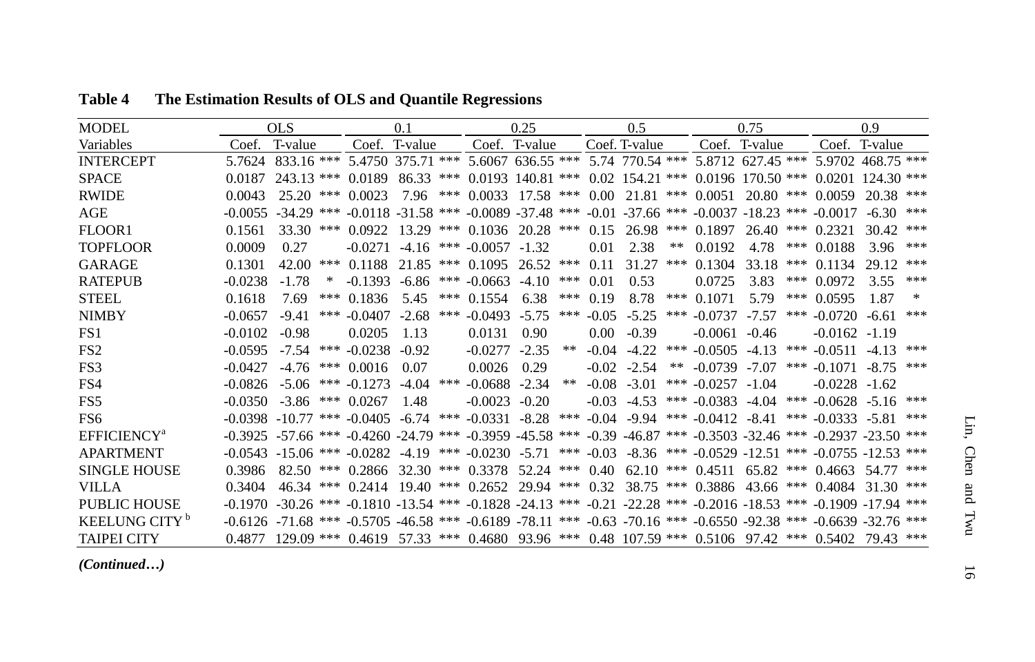**Table 4 The Estimation Results of OLS and Quantile Regressions**

| MODEL | OLS | | | 0.1 | | | 0.25 | | | 0.5 | | | 0.75 | | | 0.9 | | |
|---|---|---|---|---|---|---|---|---|---|---|---|---|---|---|---|---|---|---|
| Variables | Coef. | T-value | | Coef. | T-value | | Coef. | T-value | | Coef. | T-value | | Coef. | T-value | | Coef. | T-value | |
| INTERCEPT | 5.7624 | 833.16 | *** | 5.4750 | 375.71 | *** | 5.6067 | 636.55 | *** | 5.74 | 770.54 | *** | 5.8712 | 627.45 | *** | 5.9702 | 468.75 | *** |
| SPACE | 0.0187 | 243.13 | *** | 0.0189 | 86.33 | *** | 0.0193 | 140.81 | *** | 0.02 | 154.21 | *** | 0.0196 | 170.50 | *** | 0.0201 | 124.30 | *** |
| RWIDE | 0.0043 | 25.20 | *** | 0.0023 | 7.96 | *** | 0.0033 | 17.58 | *** | 0.00 | 21.81 | *** | 0.0051 | 20.80 | *** | 0.0059 | 20.38 | *** |
| AGE | -0.0055 | -34.29 | *** | -0.0118 | -31.58 | *** | -0.0089 | -37.48 | *** | -0.01 | -37.66 | *** | -0.0037 | -18.23 | *** | -0.0017 | -6.30 | *** |
| FLOOR1 | 0.1561 | 33.30 | *** | 0.0922 | 13.29 | *** | 0.1036 | 20.28 | *** | 0.15 | 26.98 | *** | 0.1897 | 26.40 | *** | 0.2321 | 30.42 | *** |
| TOPFLOOR | 0.0009 | 0.27 | | -0.0271 | -4.16 | *** | -0.0057 | -1.32 | | 0.01 | 2.38 | ** | 0.0192 | 4.78 | *** | 0.0188 | 3.96 | *** |
| GARAGE | 0.1301 | 42.00 | *** | 0.1188 | 21.85 | *** | 0.1095 | 26.52 | *** | 0.11 | 31.27 | *** | 0.1304 | 33.18 | *** | 0.1134 | 29.12 | *** |
| RATEPUB | -0.0238 | -1.78 | * | -0.1393 | -6.86 | *** | -0.0663 | -4.10 | *** | 0.01 | 0.53 | | 0.0725 | 3.83 | *** | 0.0972 | 3.55 | *** |
| STEEL | 0.1618 | 7.69 | *** | 0.1836 | 5.45 | *** | 0.1554 | 6.38 | *** | 0.19 | 8.78 | *** | 0.1071 | 5.79 | *** | 0.0595 | 1.87 | * |
| NIMBY | -0.0657 | -9.41 | *** | -0.0407 | -2.68 | *** | -0.0493 | -5.75 | *** | -0.05 | -5.25 | *** | -0.0737 | -7.57 | *** | -0.0720 | -6.61 | *** |
| FS1 | -0.0102 | -0.98 | | 0.0205 | 1.13 | | 0.0131 | 0.90 | | 0.00 | -0.39 | | -0.0061 | -0.46 | | -0.0162 | -1.19 | |
| FS2 | -0.0595 | -7.54 | *** | -0.0238 | -0.92 | | -0.0277 | -2.35 | ** | -0.04 | -4.22 | *** | -0.0505 | -4.13 | *** | -0.0511 | -4.13 | *** |
| FS3 | -0.0427 | -4.76 | *** | 0.0016 | 0.07 | | 0.0026 | 0.29 | | -0.02 | -2.54 | ** | -0.0739 | -7.07 | *** | -0.1071 | -8.75 | *** |
| FS4 | -0.0826 | -5.06 | *** | -0.1273 | -4.04 | *** | -0.0688 | -2.34 | ** | -0.08 | -3.01 | *** | -0.0257 | -1.04 | | -0.0228 | -1.62 | |
| FS5 | -0.0350 | -3.86 | *** | 0.0267 | 1.48 | | -0.0023 | -0.20 | | -0.03 | -4.53 | *** | -0.0383 | -4.04 | *** | -0.0628 | -5.16 | *** |
| FS6 | -0.0398 | -10.77 | *** | -0.0405 | -6.74 | *** | -0.0331 | -8.28 | *** | -0.04 | -9.94 | *** | -0.0412 | -8.41 | *** | -0.0333 | -5.81 | *** |
| EFFICIENCY[a] | -0.3925 | -57.66 | *** | -0.4260 | -24.79 | *** | -0.3959 | -45.58 | *** | -0.39 | -46.87 | *** | -0.3503 | -32.46 | *** | -0.2937 | -23.50 | *** |
| APARTMENT | -0.0543 | -15.06 | *** | -0.0282 | -4.19 | *** | -0.0230 | -5.71 | *** | -0.03 | -8.36 | *** | -0.0529 | -12.51 | *** | -0.0755 | -12.53 | *** |
| SINGLE HOUSE | 0.3986 | 82.50 | *** | 0.2866 | 32.30 | *** | 0.3378 | 52.24 | *** | 0.40 | 62.10 | *** | 0.4511 | 65.82 | *** | 0.4663 | 54.77 | *** |
| VILLA | 0.3404 | 46.34 | *** | 0.2414 | 19.40 | *** | 0.2652 | 29.94 | *** | 0.32 | 38.75 | *** | 0.3886 | 43.66 | *** | 0.4084 | 31.30 | *** |
| PUBLIC HOUSE | -0.1970 | -30.26 | *** | -0.1810 | -13.54 | *** | -0.1828 | -24.13 | *** | -0.21 | -22.28 | *** | -0.2016 | -18.53 | *** | -0.1909 | -17.94 | *** |
| KEELUNG CITY[b] | -0.6126 | -71.68 | *** | -0.5705 | -46.58 | *** | -0.6189 | -78.11 | *** | -0.63 | -70.16 | *** | -0.6550 | -92.38 | *** | -0.6639 | -32.76 | *** |
| TAIPEI CITY | 0.4877 | 129.09 | *** | 0.4619 | 57.33 | *** | 0.4680 | 93.96 | *** | 0.48 | 107.59 | *** | 0.5106 | 97.42 | *** | 0.5402 | 79.43 | *** |

*(Continued…)*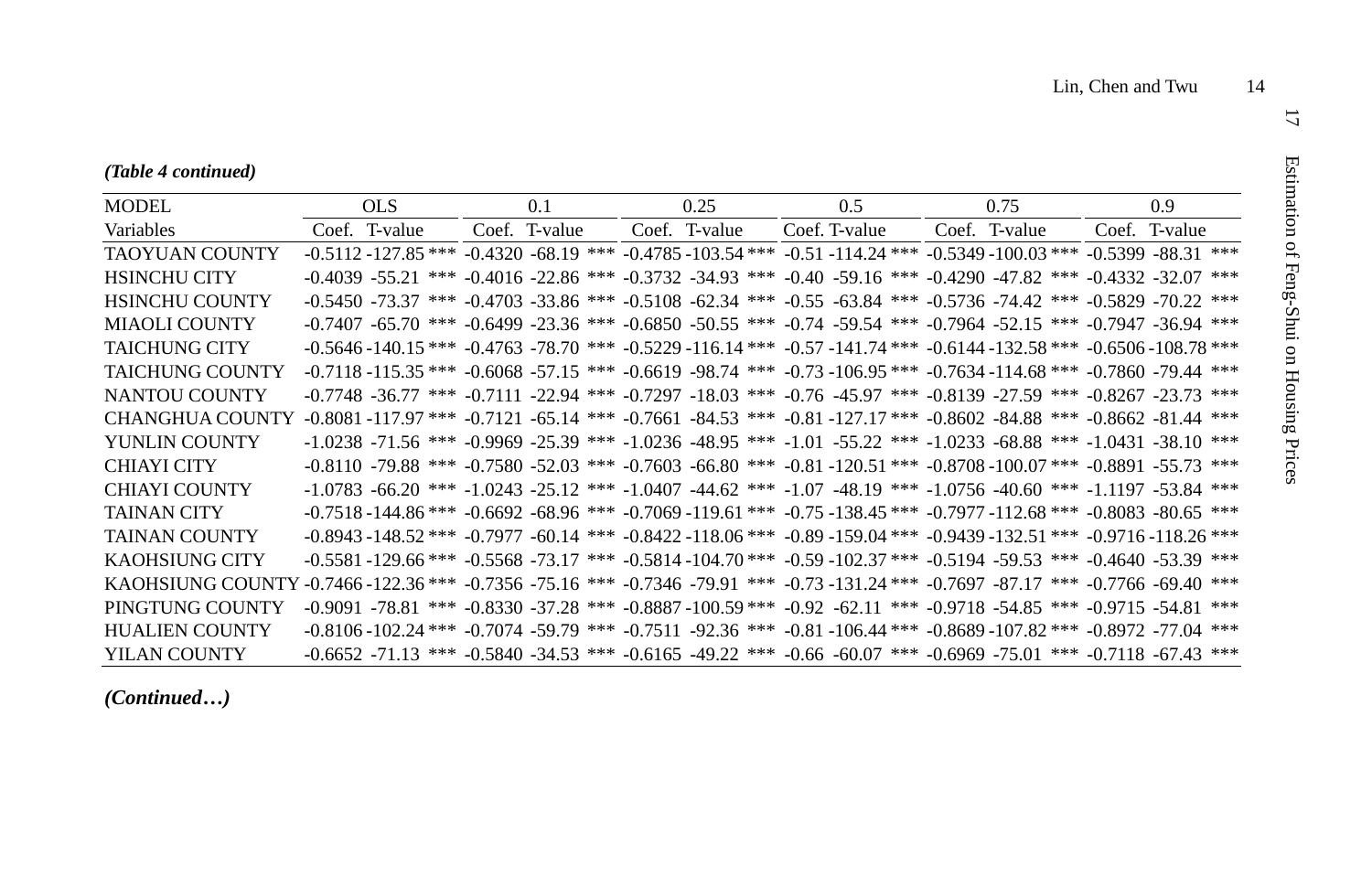*(Table 4 continued)*

| MODEL | OLS | | | 0.1 | | | 0.25 | | | 0.5 | | | 0.75 | | | 0.9 | | |
|---|---|---|---|---|---|---|---|---|---|---|---|---|---|---|---|---|---|---|
| Variables | Coef. | T-value | | Coef. | T-value | | Coef. | T-value | | Coef. | T-value | | Coef. | T-value | | Coef. | T-value | |
| TAOYUAN COUNTY | -0.5112 | -127.85 | *** | -0.4320 | -68.19 | *** | -0.4785 | -103.54 | *** | -0.51 | -114.24 | *** | -0.5349 | -100.03 | *** | -0.5399 | -88.31 | *** |
| HSINCHU CITY | -0.4039 | -55.21 | *** | -0.4016 | -22.86 | *** | -0.3732 | -34.93 | *** | -0.40 | -59.16 | *** | -0.4290 | -47.82 | *** | -0.4332 | -32.07 | *** |
| HSINCHU COUNTY | -0.5450 | -73.37 | *** | -0.4703 | -33.86 | *** | -0.5108 | -62.34 | *** | -0.55 | -63.84 | *** | -0.5736 | -74.42 | *** | -0.5829 | -70.22 | *** |
| MIAOLI COUNTY | -0.7407 | -65.70 | *** | -0.6499 | -23.36 | *** | -0.6850 | -50.55 | *** | -0.74 | -59.54 | *** | -0.7964 | -52.15 | *** | -0.7947 | -36.94 | *** |
| TAICHUNG CITY | -0.5646 | -140.15 | *** | -0.4763 | -78.70 | *** | -0.5229 | -116.14 | *** | -0.57 | -141.74 | *** | -0.6144 | -132.58 | *** | -0.6506 | -108.78 | *** |
| TAICHUNG COUNTY | -0.7118 | -115.35 | *** | -0.6068 | -57.15 | *** | -0.6619 | -98.74 | *** | -0.73 | -106.95 | *** | -0.7634 | -114.68 | *** | -0.7860 | -79.44 | *** |
| NANTOU COUNTY | -0.7748 | -36.77 | *** | -0.7111 | -22.94 | *** | -0.7297 | -18.03 | *** | -0.76 | -45.97 | *** | -0.8139 | -27.59 | *** | -0.8267 | -23.73 | *** |
| CHANGHUA COUNTY | -0.8081 | -117.97 | *** | -0.7121 | -65.14 | *** | -0.7661 | -84.53 | *** | -0.81 | -127.17 | *** | -0.8602 | -84.88 | *** | -0.8662 | -81.44 | *** |
| YUNLIN COUNTY | -1.0238 | -71.56 | *** | -0.9969 | -25.39 | *** | -1.0236 | -48.95 | *** | -1.01 | -55.22 | *** | -1.0233 | -68.88 | *** | -1.0431 | -38.10 | *** |
| CHIAYI CITY | -0.8110 | -79.88 | *** | -0.7580 | -52.03 | *** | -0.7603 | -66.80 | *** | -0.81 | -120.51 | *** | -0.8708 | -100.07 | *** | -0.8891 | -55.73 | *** |
| CHIAYI COUNTY | -1.0783 | -66.20 | *** | -1.0243 | -25.12 | *** | -1.0407 | -44.62 | *** | -1.07 | -48.19 | *** | -1.0756 | -40.60 | *** | -1.1197 | -53.84 | *** |
| TAINAN CITY | -0.7518 | -144.86 | *** | -0.6692 | -68.96 | *** | -0.7069 | -119.61 | *** | -0.75 | -138.45 | *** | -0.7977 | -112.68 | *** | -0.8083 | -80.65 | *** |
| TAINAN COUNTY | -0.8943 | -148.52 | *** | -0.7977 | -60.14 | *** | -0.8422 | -118.06 | *** | -0.89 | -159.04 | *** | -0.9439 | -132.51 | *** | -0.9716 | -118.26 | *** |
| KAOHSIUNG CITY | -0.5581 | -129.66 | *** | -0.5568 | -73.17 | *** | -0.5814 | -104.70 | *** | -0.59 | -102.37 | *** | -0.5194 | -59.53 | *** | -0.4640 | -53.39 | *** |
| KAOHSIUNG COUNTY | -0.7466 | -122.36 | *** | -0.7356 | -75.16 | *** | -0.7346 | -79.91 | *** | -0.73 | -131.24 | *** | -0.7697 | -87.17 | *** | -0.7766 | -69.40 | *** |
| PINGTUNG COUNTY | -0.9091 | -78.81 | *** | -0.8330 | -37.28 | *** | -0.8887 | -100.59 | *** | -0.92 | -62.11 | *** | -0.9718 | -54.85 | *** | -0.9715 | -54.81 | *** |
| HUALIEN COUNTY | -0.8106 | -102.24 | *** | -0.7074 | -59.79 | *** | -0.7511 | -92.36 | *** | -0.81 | -106.44 | *** | -0.8689 | -107.82 | *** | -0.8972 | -77.04 | *** |
| YILAN COUNTY | -0.6652 | -71.13 | *** | -0.5840 | -34.53 | *** | -0.6165 | -49.22 | *** | -0.66 | -60.07 | *** | -0.6969 | -75.01 | *** | -0.7118 | -67.43 | *** |

***(Continued…)***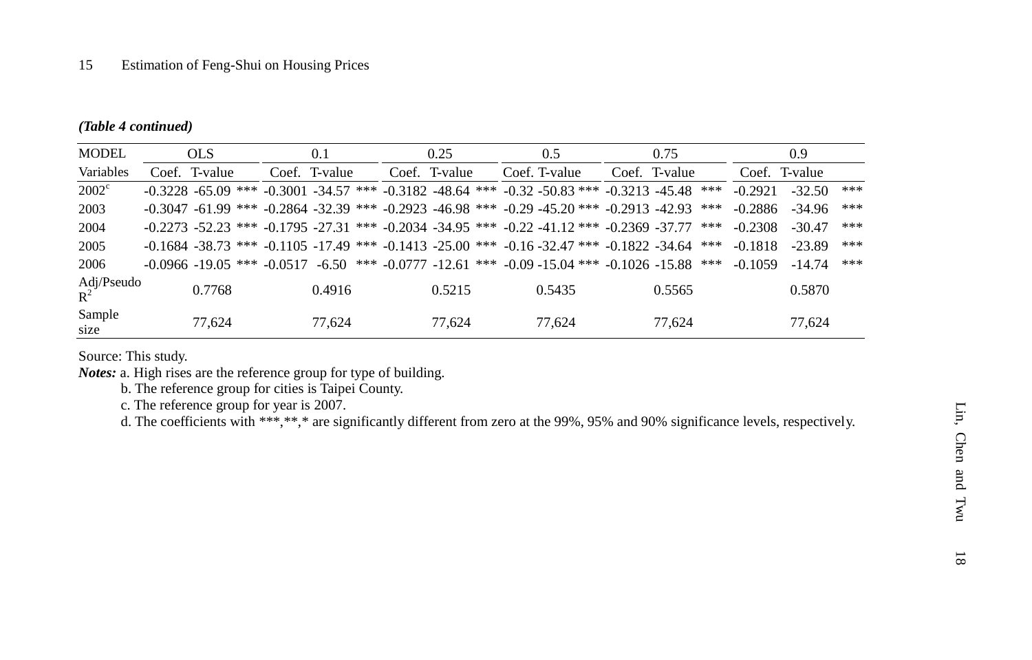*(Table 4 continued)*

| MODEL | OLS | | | 0.1 | | | 0.25 | | | 0.5 | | | 0.75 | | | 0.9 | | |
|---|---|---|---|---|---|---|---|---|---|---|---|---|---|---|---|---|---|---|
| Variables | Coef. | T-value | | Coef. | T-value | | Coef. | T-value | | Coef. | T-value | | Coef. | T-value | | Coef. | T-value | |
| 2002[c] | -0.3228 | -65.09 | *** | -0.3001 | -34.57 | *** | -0.3182 | -48.64 | *** | -0.32 | -50.83 | *** | -0.3213 | -45.48 | *** | -0.2921 | -32.50 | *** |
| 2003 | -0.3047 | -61.99 | *** | -0.2864 | -32.39 | *** | -0.2923 | -46.98 | *** | -0.29 | -45.20 | *** | -0.2913 | -42.93 | *** | -0.2886 | -34.96 | *** |
| 2004 | -0.2273 | -52.23 | *** | -0.1795 | -27.31 | *** | -0.2034 | -34.95 | *** | -0.22 | -41.12 | *** | -0.2369 | -37.77 | *** | -0.2308 | -30.47 | *** |
| 2005 | -0.1684 | -38.73 | *** | -0.1105 | -17.49 | *** | -0.1413 | -25.00 | *** | -0.16 | -32.47 | *** | -0.1822 | -34.64 | *** | -0.1818 | -23.89 | *** |
| 2006 | -0.0966 | -19.05 | *** | -0.0517 | -6.50 | *** | -0.0777 | -12.61 | *** | -0.09 | -15.04 | *** | -0.1026 | -15.88 | *** | -0.1059 | -14.74 | *** |
| Adj/Pseudo $R^2$ | 0.7768 | | | 0.4916 | | | 0.5215 | | | 0.5435 | | | 0.5565 | | | 0.5870 | | |
| Sample size | 77,624 | | | 77,624 | | | 77,624 | | | 77,624 | | | 77,624 | | | 77,624 | | |

Source: This study.

***Notes:*** a. High rises are the reference group for type of building.

b. The reference group for cities is Taipei County.

c. The reference group for year is 2007.

d. The coefficients with ***,**,* are significantly different from zero at the 99%, 95% and 90% significance levels, respectively.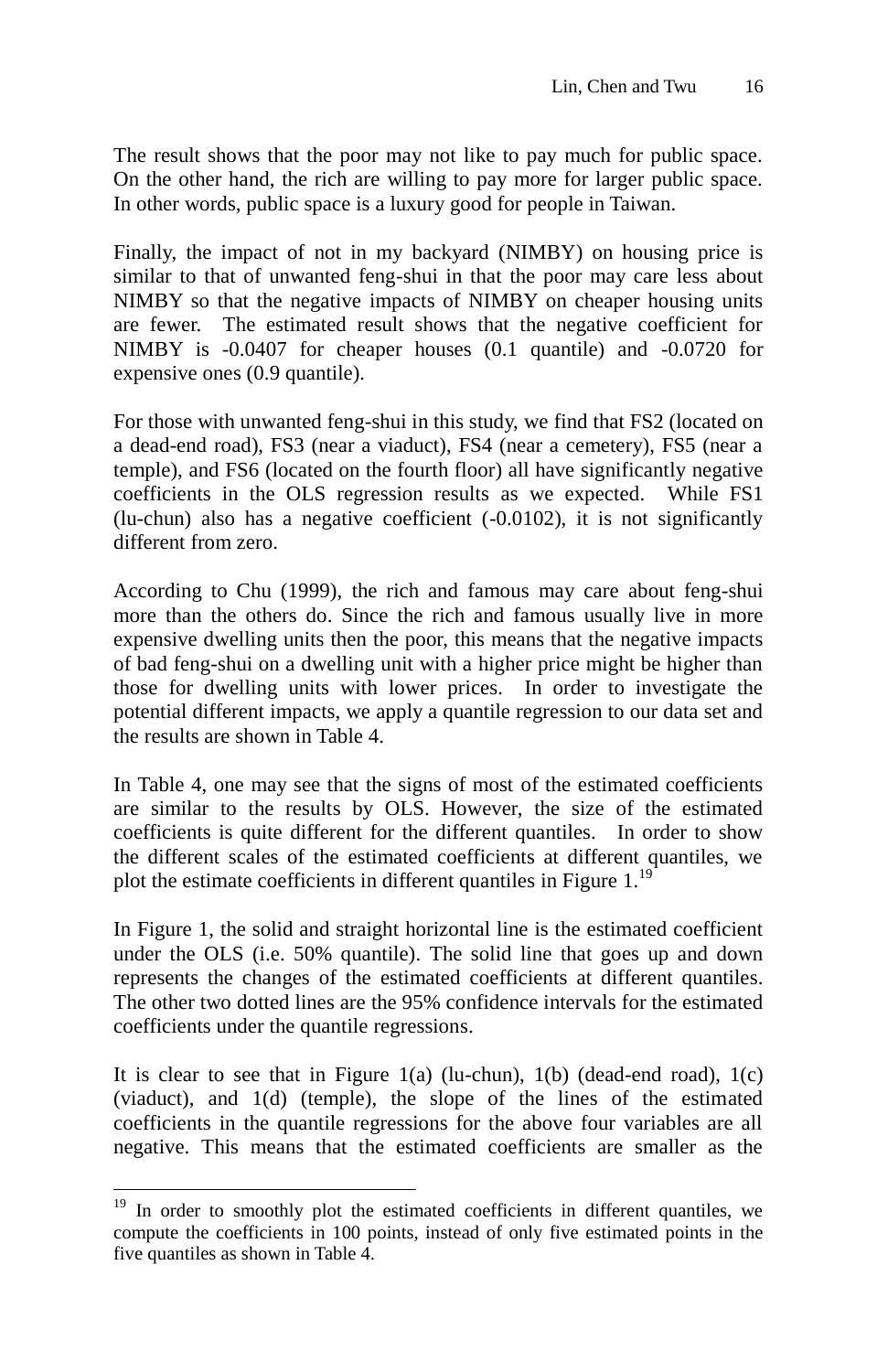The result shows that the poor may not like to pay much for public space. On the other hand, the rich are willing to pay more for larger public space. In other words, public space is a luxury good for people in Taiwan.

Finally, the impact of not in my backyard (NIMBY) on housing price is similar to that of unwanted feng-shui in that the poor may care less about NIMBY so that the negative impacts of NIMBY on cheaper housing units are fewer. The estimated result shows that the negative coefficient for NIMBY is -0.0407 for cheaper houses (0.1 quantile) and -0.0720 for expensive ones (0.9 quantile).

For those with unwanted feng-shui in this study, we find that FS2 (located on a dead-end road), FS3 (near a viaduct), FS4 (near a cemetery), FS5 (near a temple), and FS6 (located on the fourth floor) all have significantly negative coefficients in the OLS regression results as we expected. While FS1 (lu-chun) also has a negative coefficient (-0.0102), it is not significantly different from zero.

According to Chu (1999), the rich and famous may care about feng-shui more than the others do. Since the rich and famous usually live in more expensive dwelling units then the poor, this means that the negative impacts of bad feng-shui on a dwelling unit with a higher price might be higher than those for dwelling units with lower prices. In order to investigate the potential different impacts, we apply a quantile regression to our data set and the results are shown in Table 4.

In Table 4, one may see that the signs of most of the estimated coefficients are similar to the results by OLS. However, the size of the estimated coefficients is quite different for the different quantiles. In order to show the different scales of the estimated coefficients at different quantiles, we plot the estimate coefficients in different quantiles in Figure 1.[19]

In Figure 1, the solid and straight horizontal line is the estimated coefficient under the OLS (i.e. 50% quantile). The solid line that goes up and down represents the changes of the estimated coefficients at different quantiles. The other two dotted lines are the 95% confidence intervals for the estimated coefficients under the quantile regressions.

It is clear to see that in Figure 1(a) (lu-chun), 1(b) (dead-end road), 1(c) (viaduct), and 1(d) (temple), the slope of the lines of the estimated coefficients in the quantile regressions for the above four variables are all negative. This means that the estimated coefficients are smaller as the

---

[19] In order to smoothly plot the estimated coefficients in different quantiles, we compute the coefficients in 100 points, instead of only five estimated points in the five quantiles as shown in Table 4.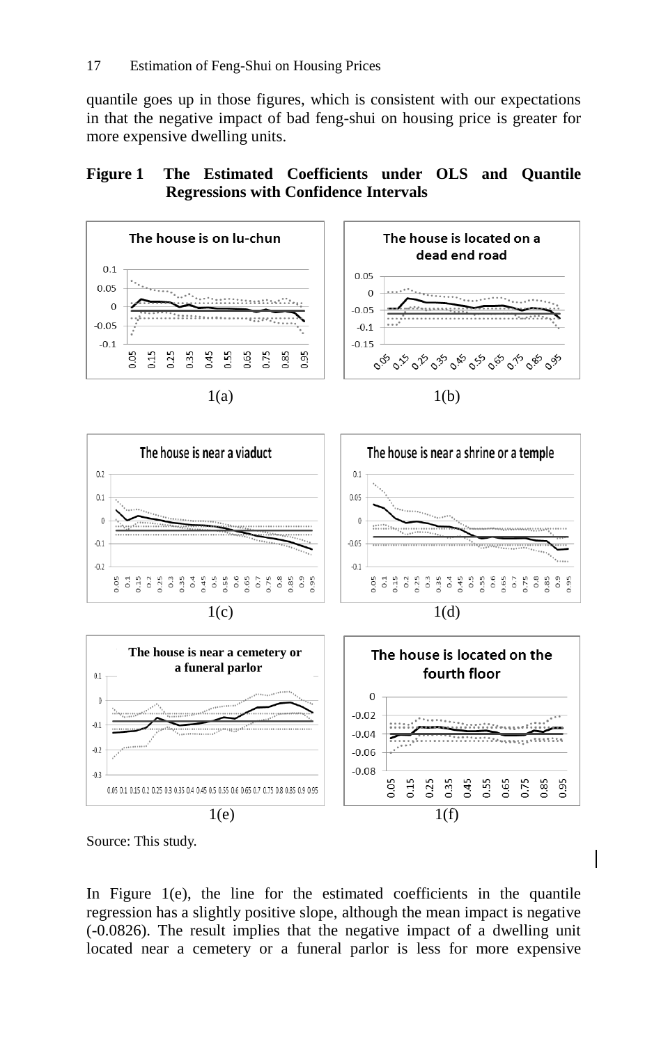quantile goes up in those figures, which is consistent with our expectations in that the negative impact of bad feng-shui on housing price is greater for more expensive dwelling units.

**Figure 1 The Estimated Coefficients under OLS and Quantile Regressions with Confidence Intervals**

1(a) The house is on lu-chun

1(b) The house is located on a dead end road

1(c) The house is near a viaduct

1(d) The house is near a shrine or a temple

1(e) The house is near a cemetery or a funeral parlor

1(f) The house is located on the fourth floor

Source: This study.

In Figure 1(e), the line for the estimated coefficients in the quantile regression has a slightly positive slope, although the mean impact is negative (-0.0826). The result implies that the negative impact of a dwelling unit located near a cemetery or a funeral parlor is less for more expensive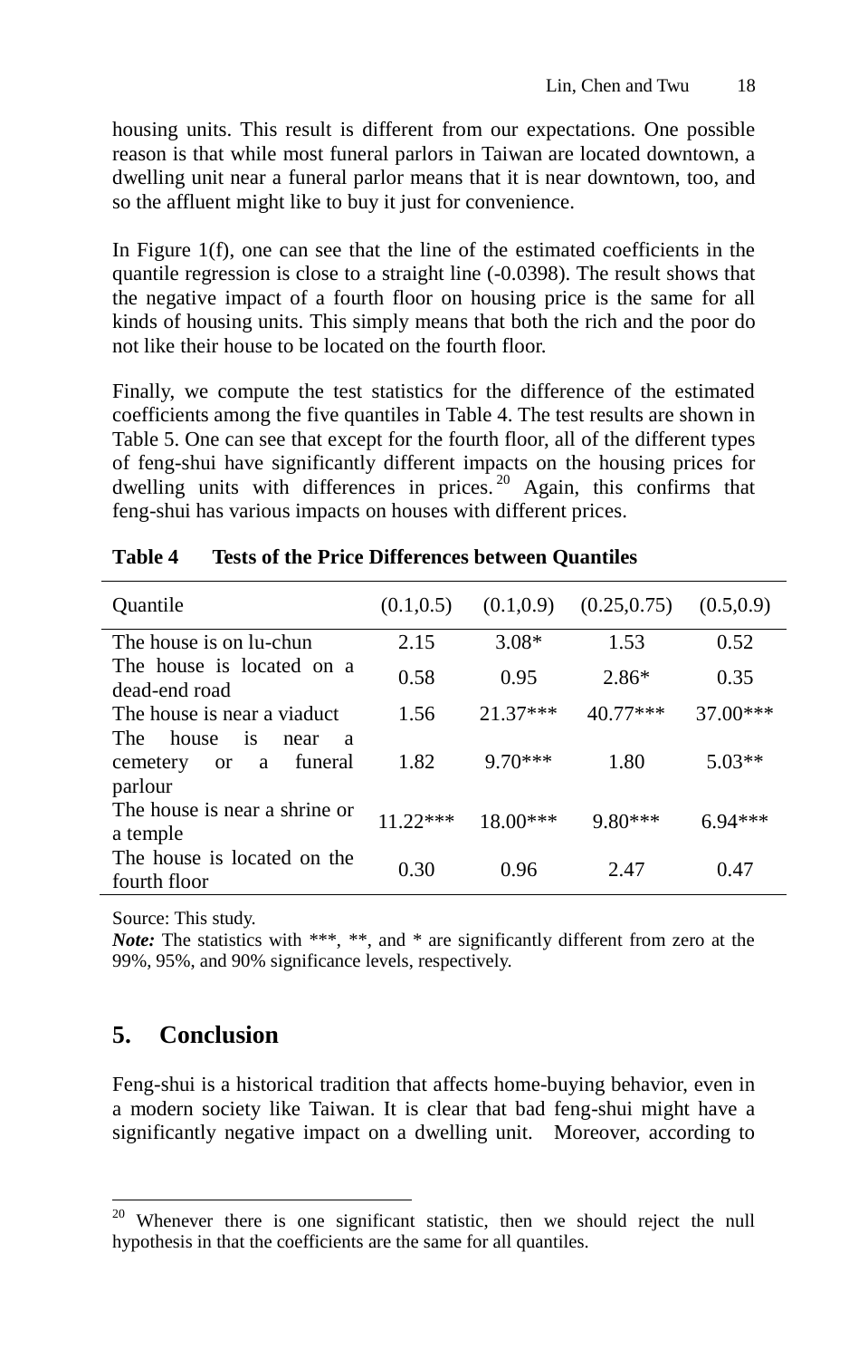housing units. This result is different from our expectations. One possible reason is that while most funeral parlors in Taiwan are located downtown, a dwelling unit near a funeral parlor means that it is near downtown, too, and so the affluent might like to buy it just for convenience.

In Figure 1(f), one can see that the line of the estimated coefficients in the quantile regression is close to a straight line (-0.0398). The result shows that the negative impact of a fourth floor on housing price is the same for all kinds of housing units. This simply means that both the rich and the poor do not like their house to be located on the fourth floor.

Finally, we compute the test statistics for the difference of the estimated coefficients among the five quantiles in Table 4. The test results are shown in Table 5. One can see that except for the fourth floor, all of the different types of feng-shui have significantly different impacts on the housing prices for dwelling units with differences in prices.[20] Again, this confirms that feng-shui has various impacts on houses with different prices.

**Table 4 Tests of the Price Differences between Quantiles**

| Quantile | (0.1,0.5) | (0.1,0.9) | (0.25,0.75) | (0.5,0.9) |
|---|---|---|---|---|
| The house is on lu-chun | 2.15 | 3.08* | 1.53 | 0.52 |
| The house is located on a dead-end road | 0.58 | 0.95 | 2.86* | 0.35 |
| The house is near a viaduct | 1.56 | 21.37*** | 40.77*** | 37.00*** |
| The house is near a cemetery or a funeral parlour | 1.82 | 9.70*** | 1.80 | 5.03** |
| The house is near a shrine or a temple | 11.22*** | 18.00*** | 9.80*** | 6.94*** |
| The house is located on the fourth floor | 0.30 | 0.96 | 2.47 | 0.47 |

Source: This study.
***Note:*** The statistics with ***, **, and * are significantly different from zero at the 99%, 95%, and 90% significance levels, respectively.

## 5. Conclusion

Feng-shui is a historical tradition that affects home-buying behavior, even in a modern society like Taiwan. It is clear that bad feng-shui might have a significantly negative impact on a dwelling unit. Moreover, according to

[20] Whenever there is one significant statistic, then we should reject the null hypothesis in that the coefficients are the same for all quantiles.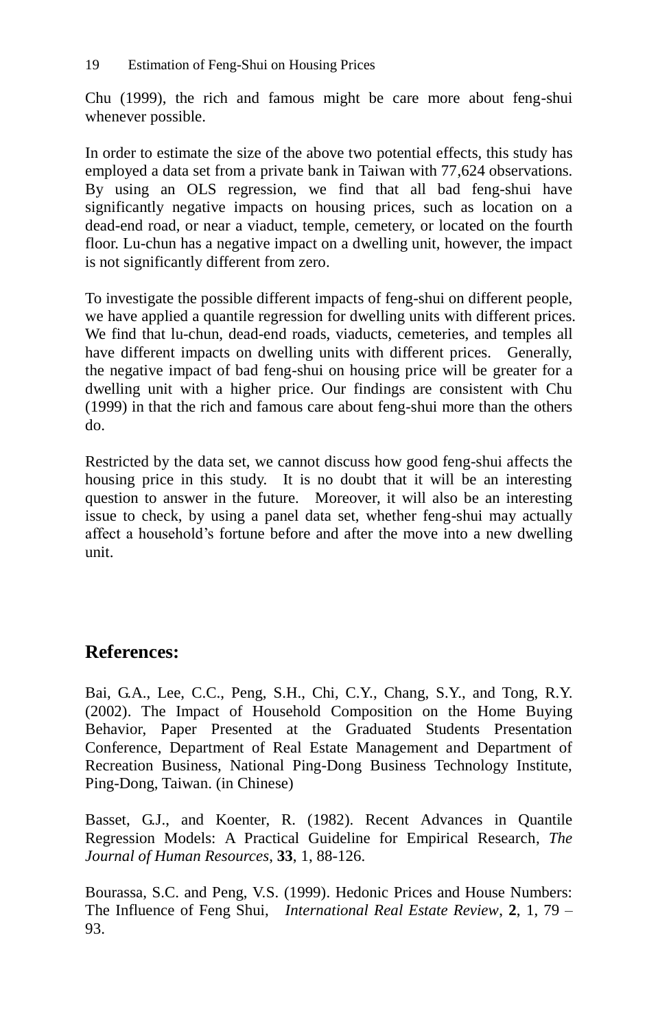Chu (1999), the rich and famous might be care more about feng-shui whenever possible.

In order to estimate the size of the above two potential effects, this study has employed a data set from a private bank in Taiwan with 77,624 observations. By using an OLS regression, we find that all bad feng-shui have significantly negative impacts on housing prices, such as location on a dead-end road, or near a viaduct, temple, cemetery, or located on the fourth floor. Lu-chun has a negative impact on a dwelling unit, however, the impact is not significantly different from zero.

To investigate the possible different impacts of feng-shui on different people, we have applied a quantile regression for dwelling units with different prices. We find that lu-chun, dead-end roads, viaducts, cemeteries, and temples all have different impacts on dwelling units with different prices. Generally, the negative impact of bad feng-shui on housing price will be greater for a dwelling unit with a higher price. Our findings are consistent with Chu (1999) in that the rich and famous care about feng-shui more than the others do.

Restricted by the data set, we cannot discuss how good feng-shui affects the housing price in this study. It is no doubt that it will be an interesting question to answer in the future. Moreover, it will also be an interesting issue to check, by using a panel data set, whether feng-shui may actually affect a household's fortune before and after the move into a new dwelling unit.

## References:

Bai, G.A., Lee, C.C., Peng, S.H., Chi, C.Y., Chang, S.Y., and Tong, R.Y. (2002). The Impact of Household Composition on the Home Buying Behavior, Paper Presented at the Graduated Students Presentation Conference, Department of Real Estate Management and Department of Recreation Business, National Ping-Dong Business Technology Institute, Ping-Dong, Taiwan. (in Chinese)

Basset, G.J., and Koenter, R. (1982). Recent Advances in Quantile Regression Models: A Practical Guideline for Empirical Research, *The Journal of Human Resources*, **33**, 1, 88-126.

Bourassa, S.C. and Peng, V.S. (1999). Hedonic Prices and House Numbers: The Influence of Feng Shui, *International Real Estate Review*, **2**, 1, 79 – 93.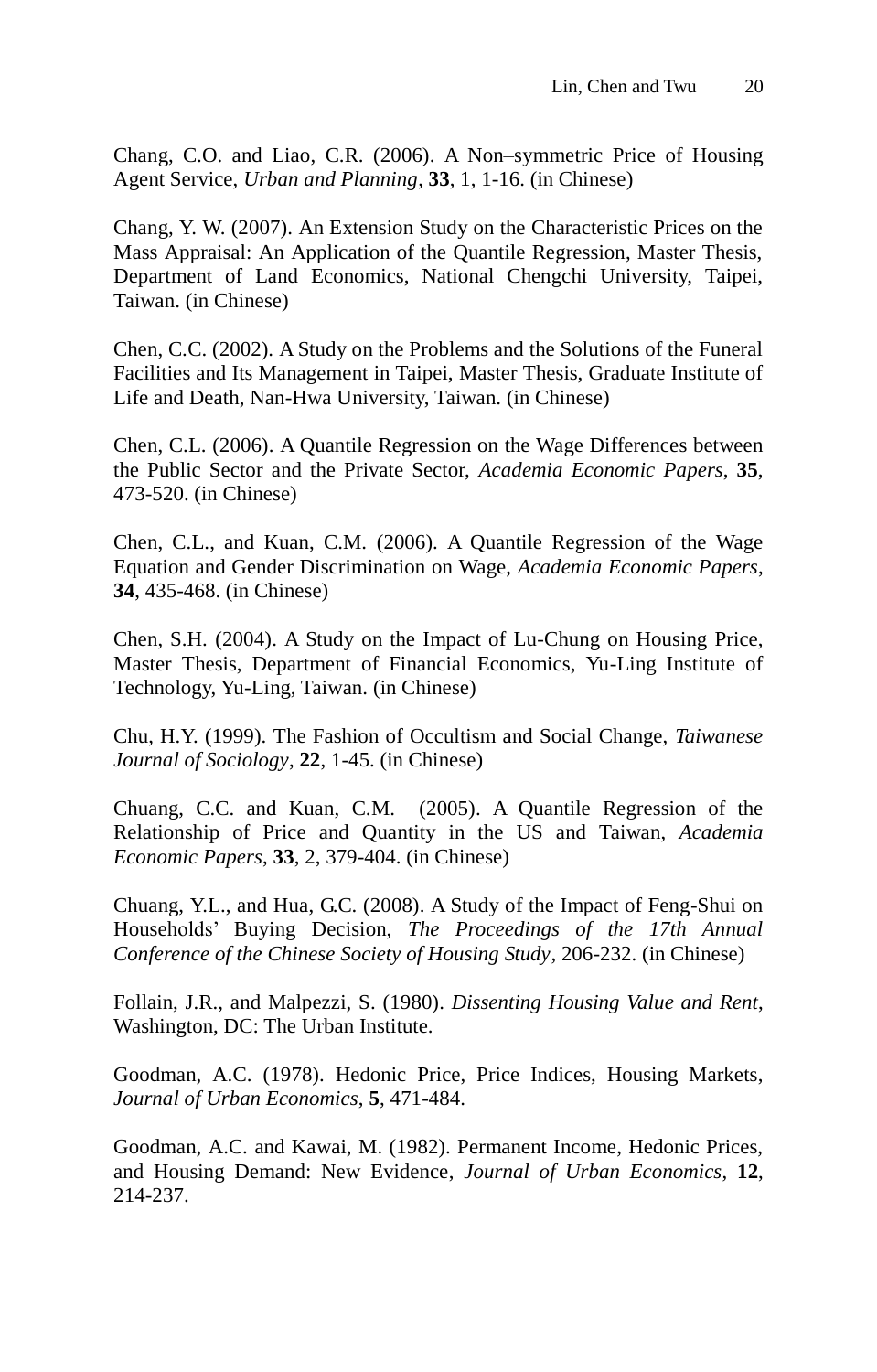Chang, C.O. and Liao, C.R. (2006). A Non–symmetric Price of Housing Agent Service, *Urban and Planning*, **33**, 1, 1-16. (in Chinese)

Chang, Y. W. (2007). An Extension Study on the Characteristic Prices on the Mass Appraisal: An Application of the Quantile Regression, Master Thesis, Department of Land Economics, National Chengchi University, Taipei, Taiwan. (in Chinese)

Chen, C.C. (2002). A Study on the Problems and the Solutions of the Funeral Facilities and Its Management in Taipei, Master Thesis, Graduate Institute of Life and Death, Nan-Hwa University, Taiwan. (in Chinese)

Chen, C.L. (2006). A Quantile Regression on the Wage Differences between the Public Sector and the Private Sector, *Academia Economic Papers*, **35**, 473-520. (in Chinese)

Chen, C.L., and Kuan, C.M. (2006). A Quantile Regression of the Wage Equation and Gender Discrimination on Wage, *Academia Economic Papers*, **34**, 435-468. (in Chinese)

Chen, S.H. (2004). A Study on the Impact of Lu-Chung on Housing Price, Master Thesis, Department of Financial Economics, Yu-Ling Institute of Technology, Yu-Ling, Taiwan. (in Chinese)

Chu, H.Y. (1999). The Fashion of Occultism and Social Change, *Taiwanese Journal of Sociology*, **22**, 1-45. (in Chinese)

Chuang, C.C. and Kuan, C.M. (2005). A Quantile Regression of the Relationship of Price and Quantity in the US and Taiwan, *Academia Economic Papers*, **33**, 2, 379-404. (in Chinese)

Chuang, Y.L., and Hua, G.C. (2008). A Study of the Impact of Feng-Shui on Households' Buying Decision, *The Proceedings of the 17th Annual Conference of the Chinese Society of Housing Study*, 206-232. (in Chinese)

Follain, J.R., and Malpezzi, S. (1980). *Dissenting Housing Value and Rent*, Washington, DC: The Urban Institute.

Goodman, A.C. (1978). Hedonic Price, Price Indices, Housing Markets, *Journal of Urban Economics*, **5**, 471-484.

Goodman, A.C. and Kawai, M. (1982). Permanent Income, Hedonic Prices, and Housing Demand: New Evidence, *Journal of Urban Economics*, **12**, 214-237.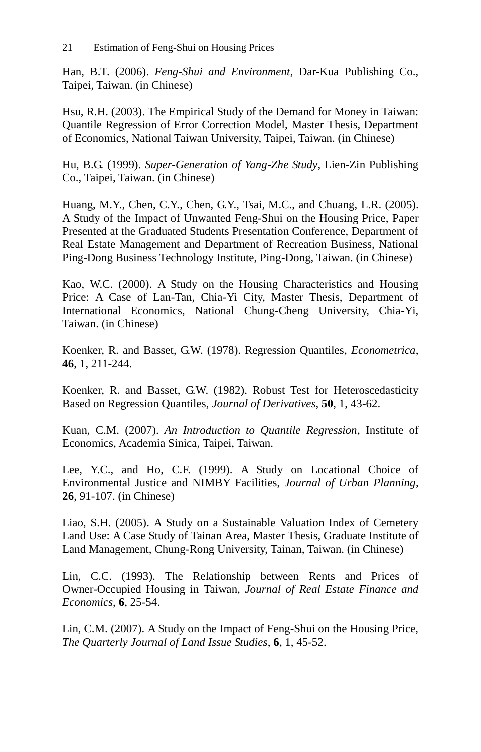Han, B.T. (2006). *Feng-Shui and Environment*, Dar-Kua Publishing Co., Taipei, Taiwan. (in Chinese)

Hsu, R.H. (2003). The Empirical Study of the Demand for Money in Taiwan: Quantile Regression of Error Correction Model, Master Thesis, Department of Economics, National Taiwan University, Taipei, Taiwan. (in Chinese)

Hu, B.G. (1999). *Super-Generation of Yang-Zhe Study*, Lien-Zin Publishing Co., Taipei, Taiwan. (in Chinese)

Huang, M.Y., Chen, C.Y., Chen, G.Y., Tsai, M.C., and Chuang, L.R. (2005). A Study of the Impact of Unwanted Feng-Shui on the Housing Price, Paper Presented at the Graduated Students Presentation Conference, Department of Real Estate Management and Department of Recreation Business, National Ping-Dong Business Technology Institute, Ping-Dong, Taiwan. (in Chinese)

Kao, W.C. (2000). A Study on the Housing Characteristics and Housing Price: A Case of Lan-Tan, Chia-Yi City, Master Thesis, Department of International Economics, National Chung-Cheng University, Chia-Yi, Taiwan. (in Chinese)

Koenker, R. and Basset, G.W. (1978). Regression Quantiles, *Econometrica*, **46**, 1, 211-244.

Koenker, R. and Basset, G.W. (1982). Robust Test for Heteroscedasticity Based on Regression Quantiles, *Journal of Derivatives*, **50**, 1, 43-62.

Kuan, C.M. (2007). *An Introduction to Quantile Regression*, Institute of Economics, Academia Sinica, Taipei, Taiwan.

Lee, Y.C., and Ho, C.F. (1999). A Study on Locational Choice of Environmental Justice and NIMBY Facilities, *Journal of Urban Planning*, **26**, 91-107. (in Chinese)

Liao, S.H. (2005). A Study on a Sustainable Valuation Index of Cemetery Land Use: A Case Study of Tainan Area, Master Thesis, Graduate Institute of Land Management, Chung-Rong University, Tainan, Taiwan. (in Chinese)

Lin, C.C. (1993). The Relationship between Rents and Prices of Owner-Occupied Housing in Taiwan, *Journal of Real Estate Finance and Economics*, **6**, 25-54.

Lin, C.M. (2007). A Study on the Impact of Feng-Shui on the Housing Price, *The Quarterly Journal of Land Issue Studies*, **6**, 1, 45-52.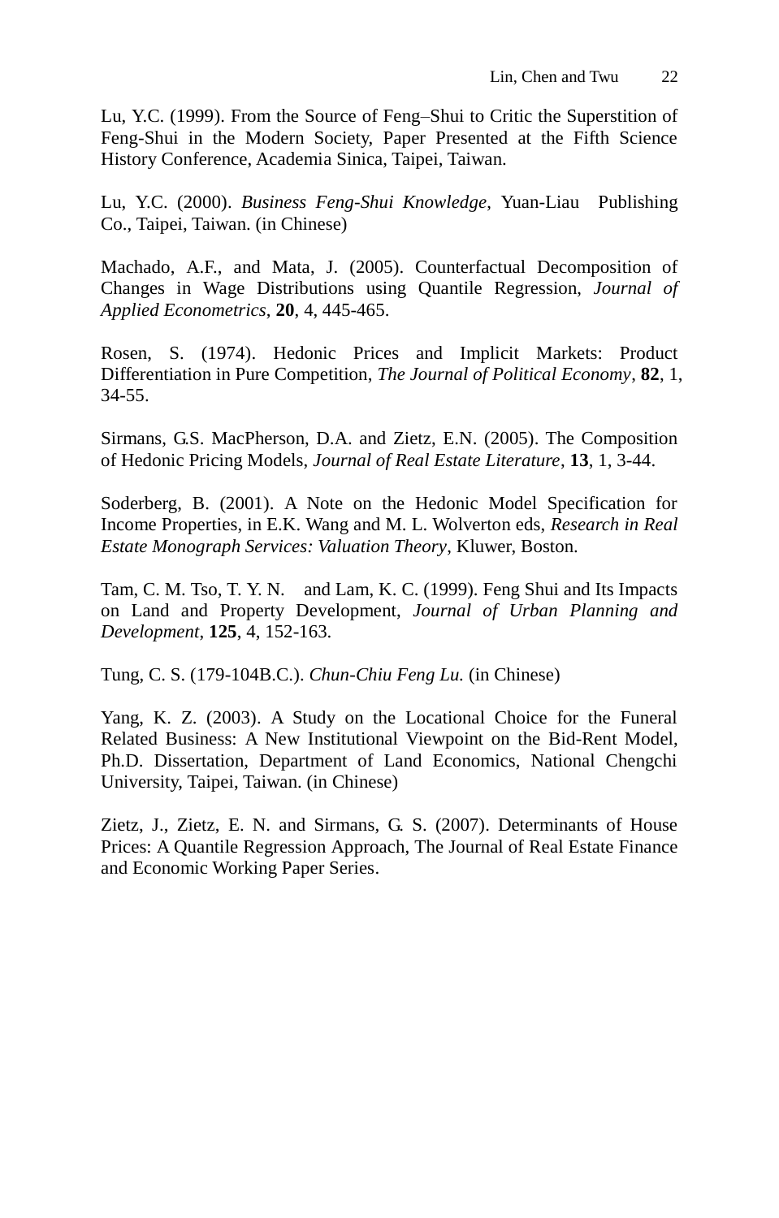Lu, Y.C. (1999). From the Source of Feng–Shui to Critic the Superstition of Feng-Shui in the Modern Society, Paper Presented at the Fifth Science History Conference, Academia Sinica, Taipei, Taiwan.

Lu, Y.C. (2000). *Business Feng-Shui Knowledge*, Yuan-Liau Publishing Co., Taipei, Taiwan. (in Chinese)

Machado, A.F., and Mata, J. (2005). Counterfactual Decomposition of Changes in Wage Distributions using Quantile Regression, *Journal of Applied Econometrics*, **20**, 4, 445-465.

Rosen, S. (1974). Hedonic Prices and Implicit Markets: Product Differentiation in Pure Competition, *The Journal of Political Economy*, **82**, 1, 34-55.

Sirmans, G.S. MacPherson, D.A. and Zietz, E.N. (2005). The Composition of Hedonic Pricing Models, *Journal of Real Estate Literature*, **13**, 1, 3-44.

Soderberg, B. (2001). A Note on the Hedonic Model Specification for Income Properties, in E.K. Wang and M. L. Wolverton eds, *Research in Real Estate Monograph Services: Valuation Theory*, Kluwer, Boston.

Tam, C. M. Tso, T. Y. N. and Lam, K. C. (1999). Feng Shui and Its Impacts on Land and Property Development, *Journal of Urban Planning and Development*, **125**, 4, 152-163.

Tung, C. S. (179-104B.C.). *Chun-Chiu Feng Lu.* (in Chinese)

Yang, K. Z. (2003). A Study on the Locational Choice for the Funeral Related Business: A New Institutional Viewpoint on the Bid-Rent Model, Ph.D. Dissertation, Department of Land Economics, National Chengchi University, Taipei, Taiwan. (in Chinese)

Zietz, J., Zietz, E. N. and Sirmans, G. S. (2007). Determinants of House Prices: A Quantile Regression Approach, The Journal of Real Estate Finance and Economic Working Paper Series.